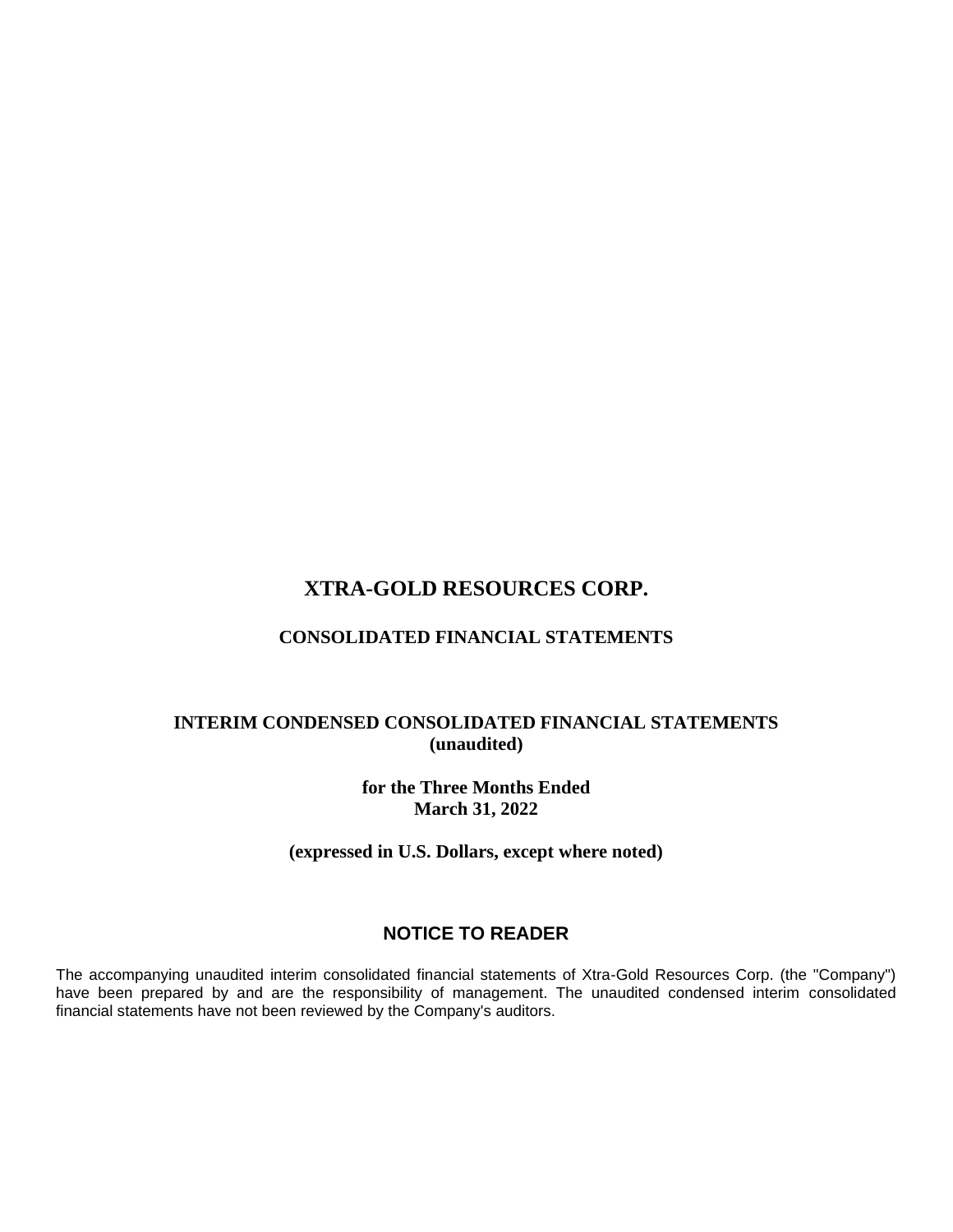# XTRA-GOLD RESOURCES CORP.

## CONSOLIDATED FINANCIAL STATEMENTS

### INTERIM CONDENSED CONSOLIDATED FINANCIAL STATEMENTS (unaudited)

**for the Three Months Ended March 31, 2022**

**(expressed in U.S. Dollars, except where noted)**

## NOTICE TO READER

The accompanying unaudited interim consolidated financial statements of Xtra-Gold Resources Corp. (the "Company") have been prepared by and are the responsibility of management. The unaudited condensed interim consolidated financial statements have not been reviewed by the Company's auditors.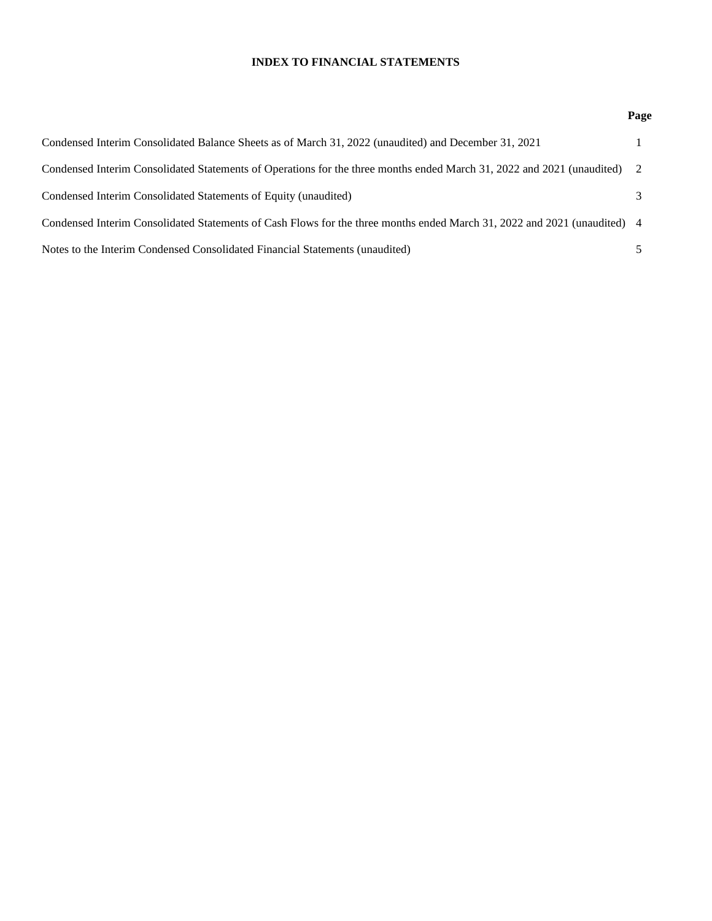# INDEX TO FINANCIAL STATEMENTS

| | Page |
|---|---|
| Condensed Interim Consolidated Balance Sheets as of March 31, 2022 (unaudited) and December 31, 2021 | 1 |
| Condensed Interim Consolidated Statements of Operations for the three months ended March 31, 2022 and 2021 (unaudited) | 2 |
| Condensed Interim Consolidated Statements of Equity (unaudited) | 3 |
| Condensed Interim Consolidated Statements of Cash Flows for the three months ended March 31, 2022 and 2021 (unaudited) | 4 |
| Notes to the Interim Condensed Consolidated Financial Statements (unaudited) | 5 |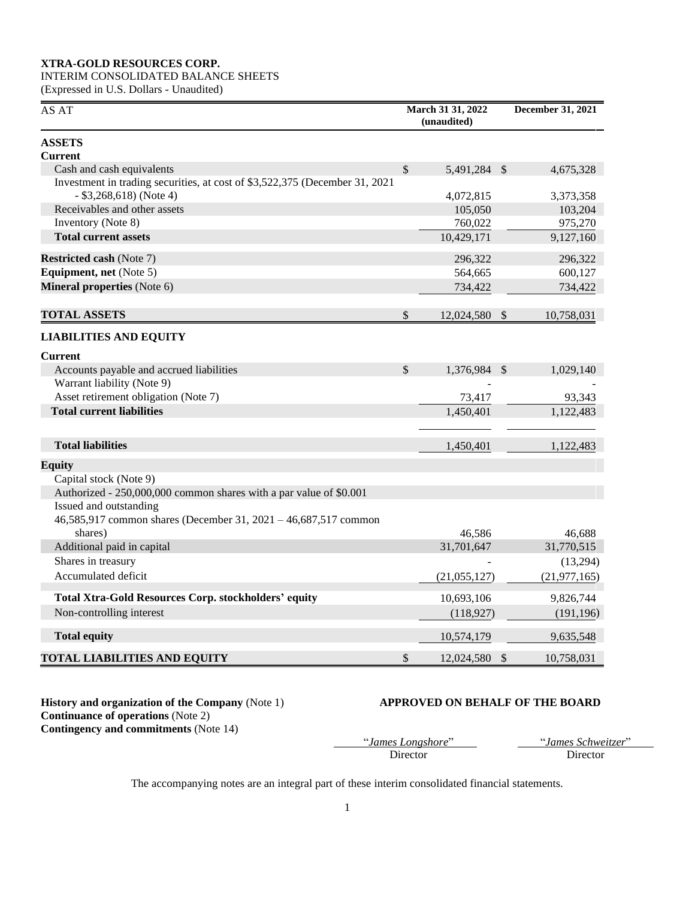**XTRA-GOLD RESOURCES CORP.**
INTERIM CONSOLIDATED BALANCE SHEETS
(Expressed in U.S. Dollars - Unaudited)

| AS AT | March 31 31, 2022 (unaudited) | December 31, 2021 |
|---|---|---|
| **ASSETS** | | |
| **Current** | | |
| Cash and cash equivalents | $ 5,491,284 | $ 4,675,328 |
| Investment in trading securities, at cost of $3,522,375 (December 31, 2021 - $3,268,618) (Note 4) | 4,072,815 | 3,373,358 |
| Receivables and other assets | 105,050 | 103,204 |
| Inventory (Note 8) | 760,022 | 975,270 |
| **Total current assets** | 10,429,171 | 9,127,160 |
| **Restricted cash** (Note 7) | 296,322 | 296,322 |
| **Equipment, net** (Note 5) | 564,665 | 600,127 |
| **Mineral properties** (Note 6) | 734,422 | 734,422 |
| **TOTAL ASSETS** | $ 12,024,580 | $ 10,758,031 |
| **LIABILITIES AND EQUITY** | | |
| **Current** | | |
| Accounts payable and accrued liabilities | $ 1,376,984 | $ 1,029,140 |
| Warrant liability (Note 9) | - | - |
| Asset retirement obligation (Note 7) | 73,417 | 93,343 |
| **Total current liabilities** | 1,450,401 | 1,122,483 |
| **Total liabilities** | 1,450,401 | 1,122,483 |
| **Equity** | | |
| Capital stock (Note 9) | | |
| Authorized - 250,000,000 common shares with a par value of $0.001 | | |
| Issued and outstanding | | |
| 46,585,917 common shares (December 31, 2021 – 46,687,517 common shares) | 46,586 | 46,688 |
| Additional paid in capital | 31,701,647 | 31,770,515 |
| Shares in treasury | - | (13,294) |
| Accumulated deficit | (21,055,127) | (21,977,165) |
| **Total Xtra-Gold Resources Corp. stockholders' equity** | 10,693,106 | 9,826,744 |
| Non-controlling interest | (118,927) | (191,196) |
| **Total equity** | 10,574,179 | 9,635,548 |
| **TOTAL LIABILITIES AND EQUITY** | $ 12,024,580 | $ 10,758,031 |

**History and organization of the Company** (Note 1)
**Continuance of operations** (Note 2)
**Contingency and commitments** (Note 14)

**APPROVED ON BEHALF OF THE BOARD**

"*James Longshore*"
Director

"*James Schweitzer*"
Director

The accompanying notes are an integral part of these interim consolidated financial statements.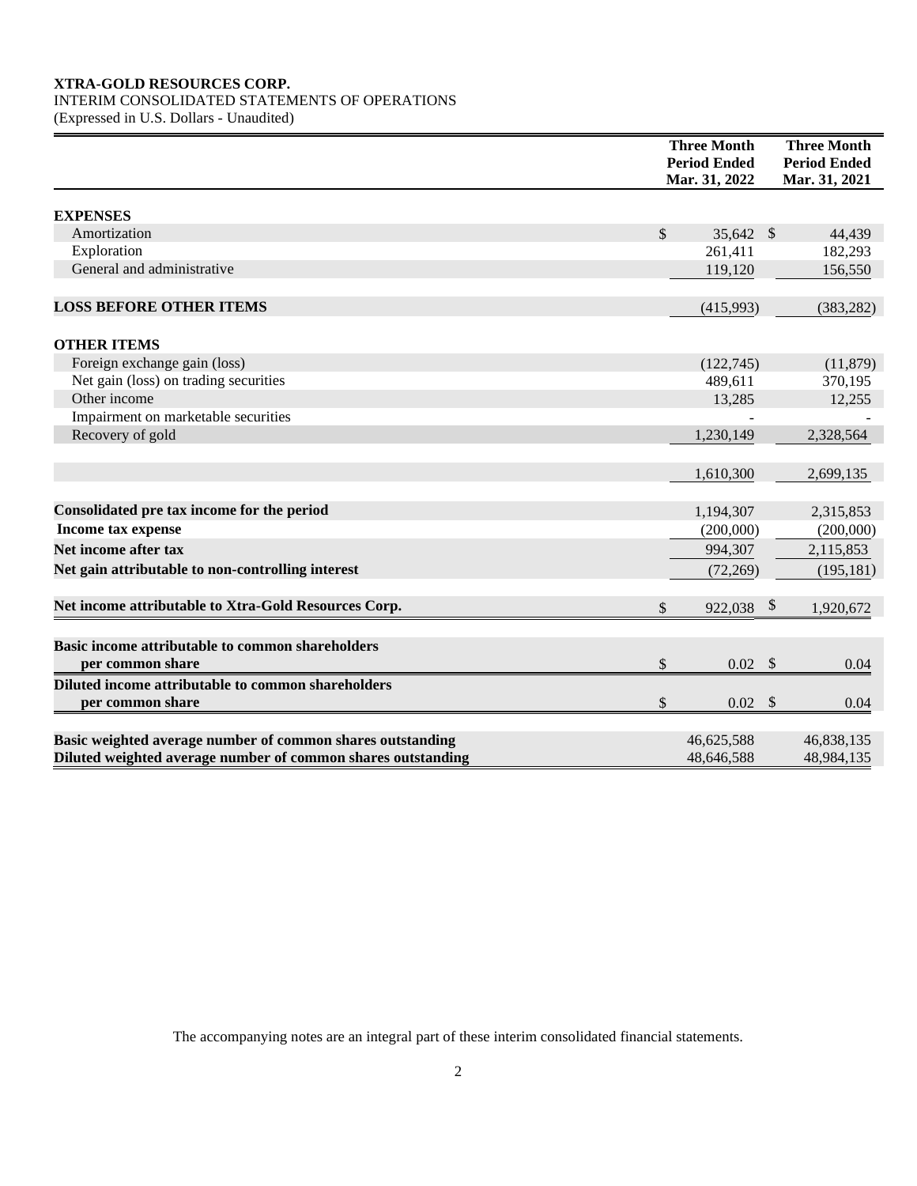**XTRA-GOLD RESOURCES CORP.**
INTERIM CONSOLIDATED STATEMENTS OF OPERATIONS
(Expressed in U.S. Dollars - Unaudited)

| | Three Month Period Ended Mar. 31, 2022 | Three Month Period Ended Mar. 31, 2021 |
|---|---|---|
| **EXPENSES** | | |
| Amortization | $ 35,642 | $ 44,439 |
| Exploration | 261,411 | 182,293 |
| General and administrative | 119,120 | 156,550 |
| **LOSS BEFORE OTHER ITEMS** | (415,993) | (383,282) |
| **OTHER ITEMS** | | |
| Foreign exchange gain (loss) | (122,745) | (11,879) |
| Net gain (loss) on trading securities | 489,611 | 370,195 |
| Other income | 13,285 | 12,255 |
| Impairment on marketable securities | - | - |
| Recovery of gold | 1,230,149 | 2,328,564 |
| | 1,610,300 | 2,699,135 |
| **Consolidated pre tax income for the period** | 1,194,307 | 2,315,853 |
| **Income tax expense** | (200,000) | (200,000) |
| **Net income after tax** | 994,307 | 2,115,853 |
| **Net gain attributable to non-controlling interest** | (72,269) | (195,181) |
| **Net income attributable to Xtra-Gold Resources Corp.** | $ 922,038 | $ 1,920,672 |
| **Basic income attributable to common shareholders per common share** | $ 0.02 | $ 0.04 |
| **Diluted income attributable to common shareholders per common share** | $ 0.02 | $ 0.04 |
| **Basic weighted average number of common shares outstanding** | 46,625,588 | 46,838,135 |
| **Diluted weighted average number of common shares outstanding** | 48,646,588 | 48,984,135 |

The accompanying notes are an integral part of these interim consolidated financial statements.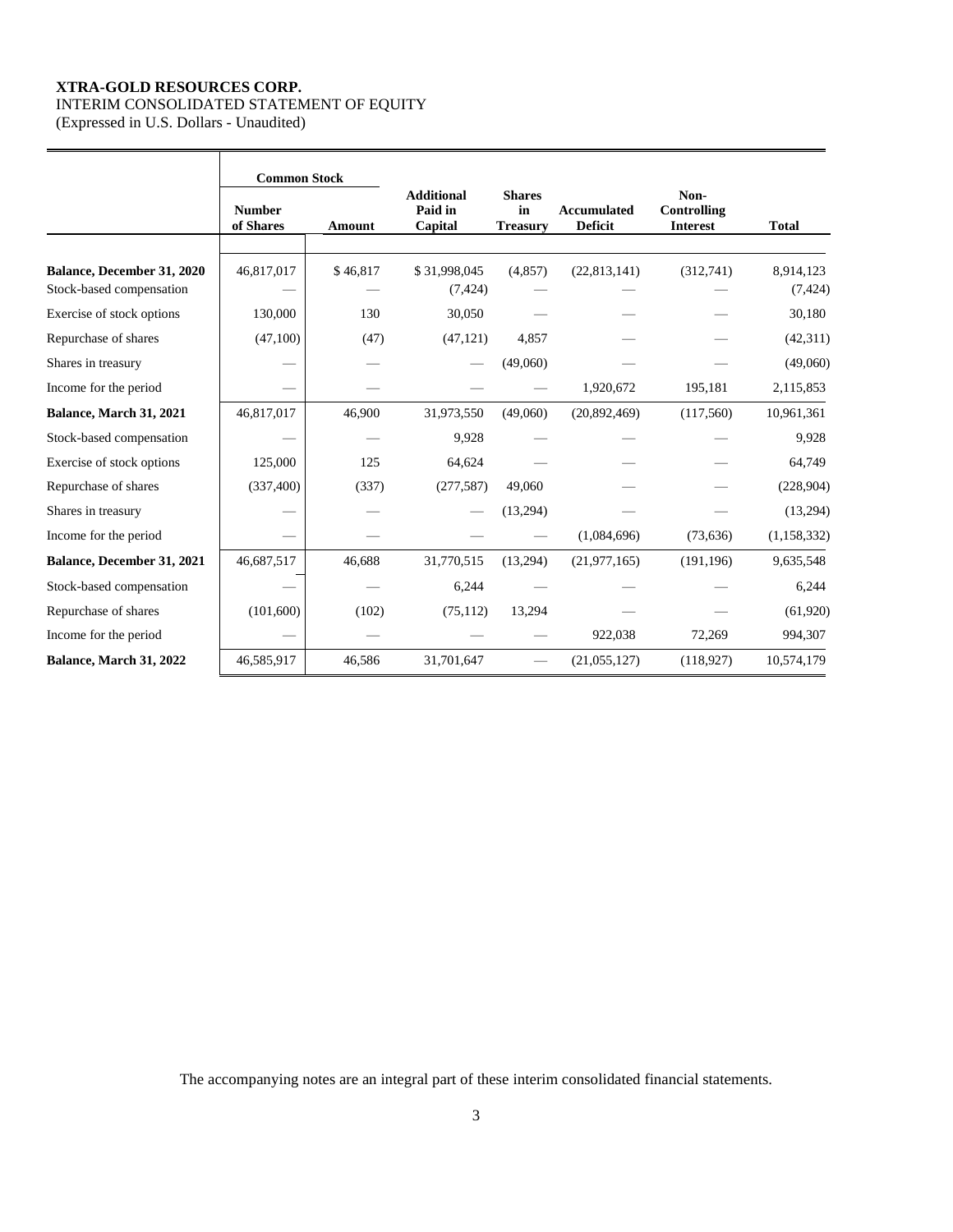**XTRA-GOLD RESOURCES CORP.**
INTERIM CONSOLIDATED STATEMENT OF EQUITY
(Expressed in U.S. Dollars - Unaudited)

| | Common Stock | | | | | | |
|---|---|---|---|---|---|---|---|
| | **Number of Shares** | **Amount** | **Additional Paid in Capital** | **Shares in Treasury** | **Accumulated Deficit** | **Non-Controlling Interest** | **Total** |
| **Balance, December 31, 2020** | 46,817,017 | $ 46,817 | $ 31,998,045 | (4,857) | (22,813,141) | (312,741) | 8,914,123 |
| Stock-based compensation | — | — | (7,424) | — | — | — | (7,424) |
| Exercise of stock options | 130,000 | 130 | 30,050 | — | — | — | 30,180 |
| Repurchase of shares | (47,100) | (47) | (47,121) | 4,857 | — | — | (42,311) |
| Shares in treasury | — | — | — | (49,060) | — | — | (49,060) |
| Income for the period | — | — | — | — | 1,920,672 | 195,181 | 2,115,853 |
| **Balance, March 31, 2021** | 46,817,017 | 46,900 | 31,973,550 | (49,060) | (20,892,469) | (117,560) | 10,961,361 |
| Stock-based compensation | — | — | 9,928 | — | — | — | 9,928 |
| Exercise of stock options | 125,000 | 125 | 64,624 | — | — | — | 64,749 |
| Repurchase of shares | (337,400) | (337) | (277,587) | 49,060 | — | — | (228,904) |
| Shares in treasury | — | — | — | (13,294) | — | — | (13,294) |
| Income for the period | — | — | — | — | (1,084,696) | (73,636) | (1,158,332) |
| **Balance, December 31, 2021** | 46,687,517 | 46,688 | 31,770,515 | (13,294) | (21,977,165) | (191,196) | 9,635,548 |
| Stock-based compensation | — | — | 6,244 | — | — | — | 6,244 |
| Repurchase of shares | (101,600) | (102) | (75,112) | 13,294 | — | — | (61,920) |
| Income for the period | — | — | — | — | 922,038 | 72,269 | 994,307 |
| **Balance, March 31, 2022** | 46,585,917 | 46,586 | 31,701,647 | — | (21,055,127) | (118,927) | 10,574,179 |

The accompanying notes are an integral part of these interim consolidated financial statements.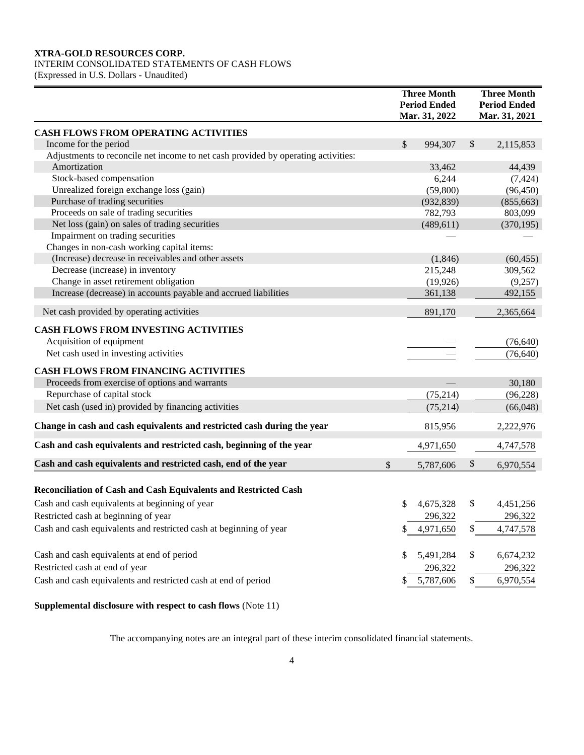**XTRA-GOLD RESOURCES CORP.**
INTERIM CONSOLIDATED STATEMENTS OF CASH FLOWS
(Expressed in U.S. Dollars - Unaudited)

| | Three Month Period Ended Mar. 31, 2022 | Three Month Period Ended Mar. 31, 2021 |
|---|---|---|
| **CASH FLOWS FROM OPERATING ACTIVITIES** | | |
| Income for the period | $ 994,307 | $ 2,115,853 |
| Adjustments to reconcile net income to net cash provided by operating activities: | | |
| Amortization | 33,462 | 44,439 |
| Stock-based compensation | 6,244 | (7,424) |
| Unrealized foreign exchange loss (gain) | (59,800) | (96,450) |
| Purchase of trading securities | (932,839) | (855,663) |
| Proceeds on sale of trading securities | 782,793 | 803,099 |
| Net loss (gain) on sales of trading securities | (489,611) | (370,195) |
| Impairment on trading securities | — | — |
| Changes in non-cash working capital items: | | |
| (Increase) decrease in receivables and other assets | (1,846) | (60,455) |
| Decrease (increase) in inventory | 215,248 | 309,562 |
| Change in asset retirement obligation | (19,926) | (9,257) |
| Increase (decrease) in accounts payable and accrued liabilities | 361,138 | 492,155 |
| Net cash provided by operating activities | 891,170 | 2,365,664 |
| **CASH FLOWS FROM INVESTING ACTIVITIES** | | |
| Acquisition of equipment | — | (76,640) |
| Net cash used in investing activities | — | (76,640) |
| **CASH FLOWS FROM FINANCING ACTIVITIES** | | |
| Proceeds from exercise of options and warrants | — | 30,180 |
| Repurchase of capital stock | (75,214) | (96,228) |
| Net cash (used in) provided by financing activities | (75,214) | (66,048) |
| **Change in cash and cash equivalents and restricted cash during the year** | 815,956 | 2,222,976 |
| **Cash and cash equivalents and restricted cash, beginning of the year** | 4,971,650 | 4,747,578 |
| **Cash and cash equivalents and restricted cash, end of the year** | $ 5,787,606 | $ 6,970,554 |

**Reconciliation of Cash and Cash Equivalents and Restricted Cash**

| | | |
|---|---|---|
| Cash and cash equivalents at beginning of year | $ 4,675,328 | $ 4,451,256 |
| Restricted cash at beginning of year | 296,322 | 296,322 |
| Cash and cash equivalents and restricted cash at beginning of year | $ 4,971,650 | $ 4,747,578 |
| Cash and cash equivalents at end of period | $ 5,491,284 | $ 6,674,232 |
| Restricted cash at end of year | 296,322 | 296,322 |
| Cash and cash equivalents and restricted cash at end of period | $ 5,787,606 | $ 6,970,554 |

**Supplemental disclosure with respect to cash flows** (Note 11)

The accompanying notes are an integral part of these interim consolidated financial statements.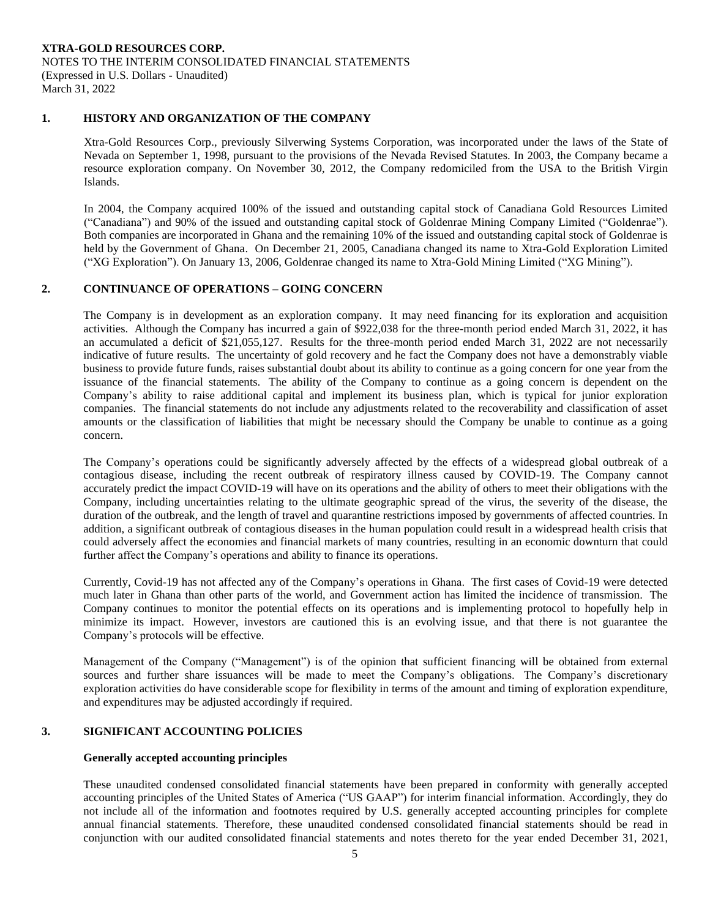**XTRA-GOLD RESOURCES CORP.**
NOTES TO THE INTERIM CONSOLIDATED FINANCIAL STATEMENTS
(Expressed in U.S. Dollars - Unaudited)
March 31, 2022

## 1. HISTORY AND ORGANIZATION OF THE COMPANY

Xtra-Gold Resources Corp., previously Silverwing Systems Corporation, was incorporated under the laws of the State of Nevada on September 1, 1998, pursuant to the provisions of the Nevada Revised Statutes. In 2003, the Company became a resource exploration company. On November 30, 2012, the Company redomiciled from the USA to the British Virgin Islands.

In 2004, the Company acquired 100% of the issued and outstanding capital stock of Canadiana Gold Resources Limited ("Canadiana") and 90% of the issued and outstanding capital stock of Goldenrae Mining Company Limited ("Goldenrae"). Both companies are incorporated in Ghana and the remaining 10% of the issued and outstanding capital stock of Goldenrae is held by the Government of Ghana. On December 21, 2005, Canadiana changed its name to Xtra-Gold Exploration Limited ("XG Exploration"). On January 13, 2006, Goldenrae changed its name to Xtra-Gold Mining Limited ("XG Mining").

## 2. CONTINUANCE OF OPERATIONS – GOING CONCERN

The Company is in development as an exploration company. It may need financing for its exploration and acquisition activities. Although the Company has incurred a gain of $922,038 for the three-month period ended March 31, 2022, it has an accumulated a deficit of $21,055,127. Results for the three-month period ended March 31, 2022 are not necessarily indicative of future results. The uncertainty of gold recovery and he fact the Company does not have a demonstrably viable business to provide future funds, raises substantial doubt about its ability to continue as a going concern for one year from the issuance of the financial statements. The ability of the Company to continue as a going concern is dependent on the Company's ability to raise additional capital and implement its business plan, which is typical for junior exploration companies. The financial statements do not include any adjustments related to the recoverability and classification of asset amounts or the classification of liabilities that might be necessary should the Company be unable to continue as a going concern.

The Company's operations could be significantly adversely affected by the effects of a widespread global outbreak of a contagious disease, including the recent outbreak of respiratory illness caused by COVID-19. The Company cannot accurately predict the impact COVID-19 will have on its operations and the ability of others to meet their obligations with the Company, including uncertainties relating to the ultimate geographic spread of the virus, the severity of the disease, the duration of the outbreak, and the length of travel and quarantine restrictions imposed by governments of affected countries. In addition, a significant outbreak of contagious diseases in the human population could result in a widespread health crisis that could adversely affect the economies and financial markets of many countries, resulting in an economic downturn that could further affect the Company's operations and ability to finance its operations.

Currently, Covid-19 has not affected any of the Company's operations in Ghana. The first cases of Covid-19 were detected much later in Ghana than other parts of the world, and Government action has limited the incidence of transmission. The Company continues to monitor the potential effects on its operations and is implementing protocol to hopefully help in minimize its impact. However, investors are cautioned this is an evolving issue, and that there is not guarantee the Company's protocols will be effective.

Management of the Company ("Management") is of the opinion that sufficient financing will be obtained from external sources and further share issuances will be made to meet the Company's obligations. The Company's discretionary exploration activities do have considerable scope for flexibility in terms of the amount and timing of exploration expenditure, and expenditures may be adjusted accordingly if required.

## 3. SIGNIFICANT ACCOUNTING POLICIES

**Generally accepted accounting principles**

These unaudited condensed consolidated financial statements have been prepared in conformity with generally accepted accounting principles of the United States of America ("US GAAP") for interim financial information. Accordingly, they do not include all of the information and footnotes required by U.S. generally accepted accounting principles for complete annual financial statements. Therefore, these unaudited condensed consolidated financial statements should be read in conjunction with our audited consolidated financial statements and notes thereto for the year ended December 31, 2021,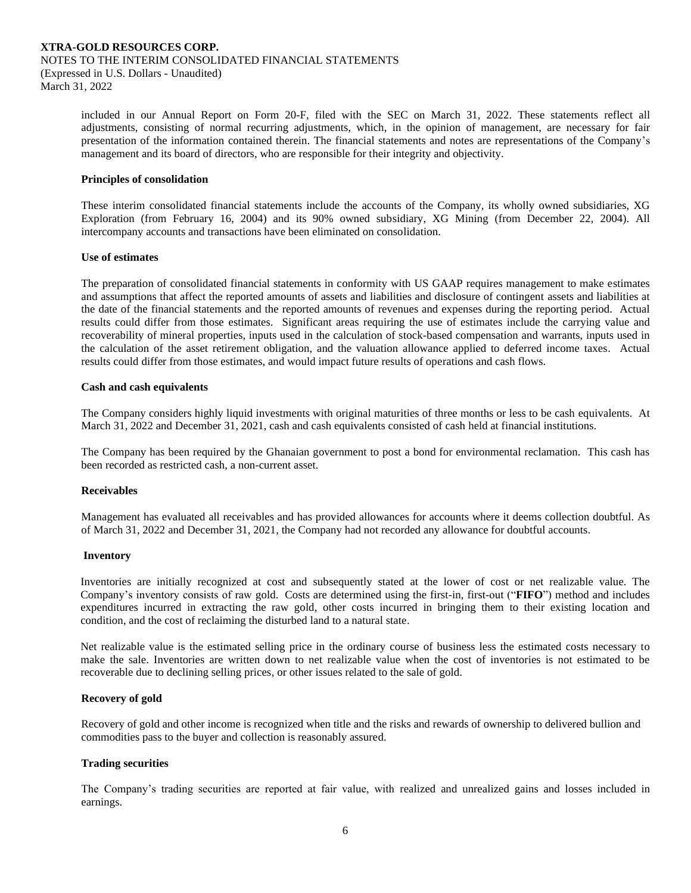included in our Annual Report on Form 20-F, filed with the SEC on March 31, 2022. These statements reflect all adjustments, consisting of normal recurring adjustments, which, in the opinion of management, are necessary for fair presentation of the information contained therein. The financial statements and notes are representations of the Company's management and its board of directors, who are responsible for their integrity and objectivity.

**Principles of consolidation**

These interim consolidated financial statements include the accounts of the Company, its wholly owned subsidiaries, XG Exploration (from February 16, 2004) and its 90% owned subsidiary, XG Mining (from December 22, 2004). All intercompany accounts and transactions have been eliminated on consolidation.

**Use of estimates**

The preparation of consolidated financial statements in conformity with US GAAP requires management to make estimates and assumptions that affect the reported amounts of assets and liabilities and disclosure of contingent assets and liabilities at the date of the financial statements and the reported amounts of revenues and expenses during the reporting period. Actual results could differ from those estimates. Significant areas requiring the use of estimates include the carrying value and recoverability of mineral properties, inputs used in the calculation of stock-based compensation and warrants, inputs used in the calculation of the asset retirement obligation, and the valuation allowance applied to deferred income taxes. Actual results could differ from those estimates, and would impact future results of operations and cash flows.

**Cash and cash equivalents**

The Company considers highly liquid investments with original maturities of three months or less to be cash equivalents. At March 31, 2022 and December 31, 2021, cash and cash equivalents consisted of cash held at financial institutions.

The Company has been required by the Ghanaian government to post a bond for environmental reclamation. This cash has been recorded as restricted cash, a non-current asset.

**Receivables**

Management has evaluated all receivables and has provided allowances for accounts where it deems collection doubtful. As of March 31, 2022 and December 31, 2021, the Company had not recorded any allowance for doubtful accounts.

**Inventory**

Inventories are initially recognized at cost and subsequently stated at the lower of cost or net realizable value. The Company's inventory consists of raw gold. Costs are determined using the first-in, first-out ("**FIFO**") method and includes expenditures incurred in extracting the raw gold, other costs incurred in bringing them to their existing location and condition, and the cost of reclaiming the disturbed land to a natural state.

Net realizable value is the estimated selling price in the ordinary course of business less the estimated costs necessary to make the sale. Inventories are written down to net realizable value when the cost of inventories is not estimated to be recoverable due to declining selling prices, or other issues related to the sale of gold.

**Recovery of gold**

Recovery of gold and other income is recognized when title and the risks and rewards of ownership to delivered bullion and commodities pass to the buyer and collection is reasonably assured.

**Trading securities**

The Company's trading securities are reported at fair value, with realized and unrealized gains and losses included in earnings.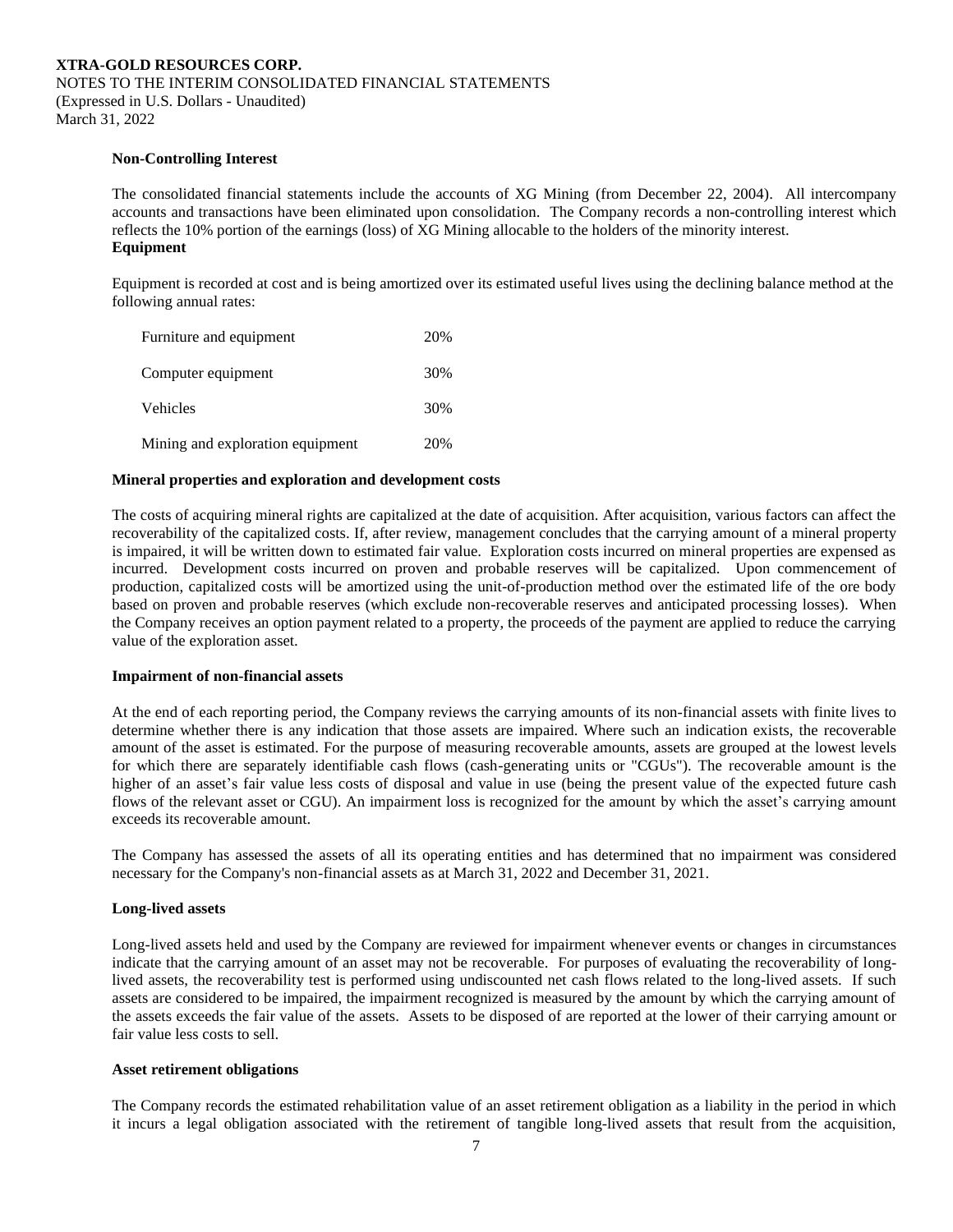**Non-Controlling Interest**

The consolidated financial statements include the accounts of XG Mining (from December 22, 2004). All intercompany accounts and transactions have been eliminated upon consolidation. The Company records a non-controlling interest which reflects the 10% portion of the earnings (loss) of XG Mining allocable to the holders of the minority interest.

**Equipment**

Equipment is recorded at cost and is being amortized over its estimated useful lives using the declining balance method at the following annual rates:

| | |
|---|---|
| Furniture and equipment | 20% |
| Computer equipment | 30% |
| Vehicles | 30% |
| Mining and exploration equipment | 20% |

**Mineral properties and exploration and development costs**

The costs of acquiring mineral rights are capitalized at the date of acquisition. After acquisition, various factors can affect the recoverability of the capitalized costs. If, after review, management concludes that the carrying amount of a mineral property is impaired, it will be written down to estimated fair value. Exploration costs incurred on mineral properties are expensed as incurred. Development costs incurred on proven and probable reserves will be capitalized. Upon commencement of production, capitalized costs will be amortized using the unit-of-production method over the estimated life of the ore body based on proven and probable reserves (which exclude non-recoverable reserves and anticipated processing losses). When the Company receives an option payment related to a property, the proceeds of the payment are applied to reduce the carrying value of the exploration asset.

**Impairment of non-financial assets**

At the end of each reporting period, the Company reviews the carrying amounts of its non-financial assets with finite lives to determine whether there is any indication that those assets are impaired. Where such an indication exists, the recoverable amount of the asset is estimated. For the purpose of measuring recoverable amounts, assets are grouped at the lowest levels for which there are separately identifiable cash flows (cash-generating units or "CGUs"). The recoverable amount is the higher of an asset's fair value less costs of disposal and value in use (being the present value of the expected future cash flows of the relevant asset or CGU). An impairment loss is recognized for the amount by which the asset's carrying amount exceeds its recoverable amount.

The Company has assessed the assets of all its operating entities and has determined that no impairment was considered necessary for the Company's non-financial assets as at March 31, 2022 and December 31, 2021.

**Long-lived assets**

Long-lived assets held and used by the Company are reviewed for impairment whenever events or changes in circumstances indicate that the carrying amount of an asset may not be recoverable. For purposes of evaluating the recoverability of long-lived assets, the recoverability test is performed using undiscounted net cash flows related to the long-lived assets. If such assets are considered to be impaired, the impairment recognized is measured by the amount by which the carrying amount of the assets exceeds the fair value of the assets. Assets to be disposed of are reported at the lower of their carrying amount or fair value less costs to sell.

**Asset retirement obligations**

The Company records the estimated rehabilitation value of an asset retirement obligation as a liability in the period in which it incurs a legal obligation associated with the retirement of tangible long-lived assets that result from the acquisition,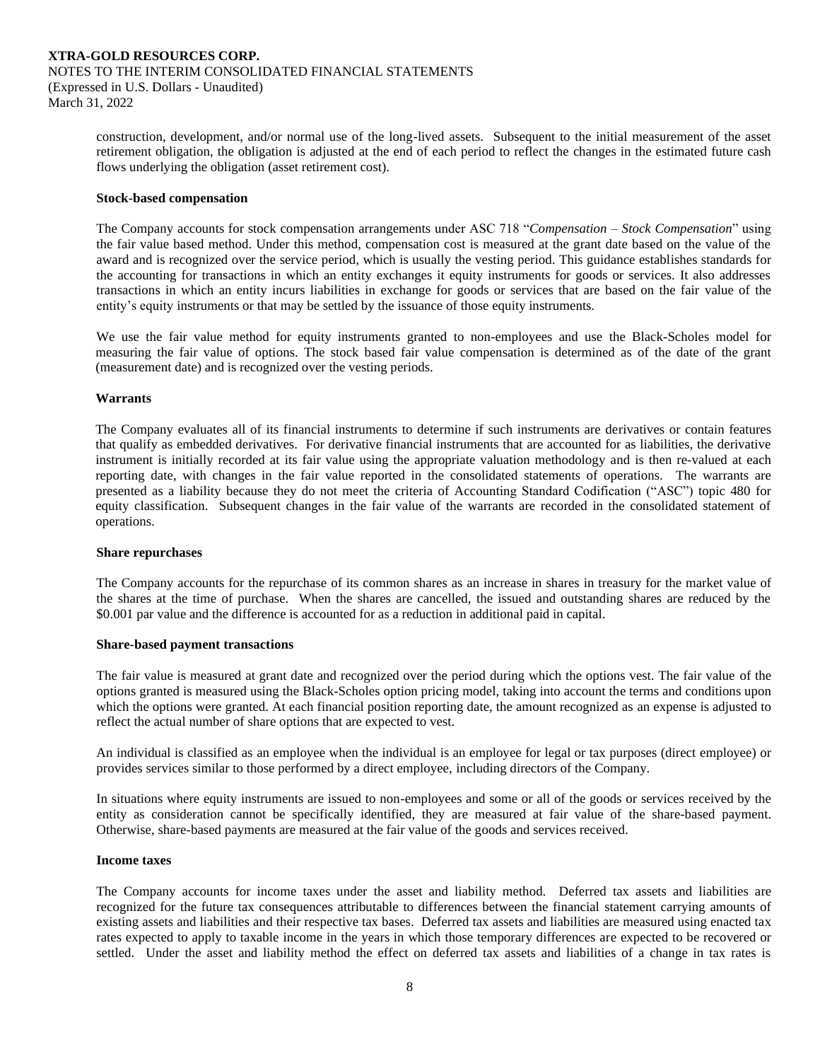construction, development, and/or normal use of the long-lived assets. Subsequent to the initial measurement of the asset retirement obligation, the obligation is adjusted at the end of each period to reflect the changes in the estimated future cash flows underlying the obligation (asset retirement cost).

**Stock-based compensation**

The Company accounts for stock compensation arrangements under ASC 718 "*Compensation – Stock Compensation*" using the fair value based method. Under this method, compensation cost is measured at the grant date based on the value of the award and is recognized over the service period, which is usually the vesting period. This guidance establishes standards for the accounting for transactions in which an entity exchanges it equity instruments for goods or services. It also addresses transactions in which an entity incurs liabilities in exchange for goods or services that are based on the fair value of the entity's equity instruments or that may be settled by the issuance of those equity instruments.

We use the fair value method for equity instruments granted to non-employees and use the Black-Scholes model for measuring the fair value of options. The stock based fair value compensation is determined as of the date of the grant (measurement date) and is recognized over the vesting periods.

**Warrants**

The Company evaluates all of its financial instruments to determine if such instruments are derivatives or contain features that qualify as embedded derivatives. For derivative financial instruments that are accounted for as liabilities, the derivative instrument is initially recorded at its fair value using the appropriate valuation methodology and is then re-valued at each reporting date, with changes in the fair value reported in the consolidated statements of operations. The warrants are presented as a liability because they do not meet the criteria of Accounting Standard Codification ("ASC") topic 480 for equity classification. Subsequent changes in the fair value of the warrants are recorded in the consolidated statement of operations.

**Share repurchases**

The Company accounts for the repurchase of its common shares as an increase in shares in treasury for the market value of the shares at the time of purchase. When the shares are cancelled, the issued and outstanding shares are reduced by the $0.001 par value and the difference is accounted for as a reduction in additional paid in capital.

**Share-based payment transactions**

The fair value is measured at grant date and recognized over the period during which the options vest. The fair value of the options granted is measured using the Black-Scholes option pricing model, taking into account the terms and conditions upon which the options were granted. At each financial position reporting date, the amount recognized as an expense is adjusted to reflect the actual number of share options that are expected to vest.

An individual is classified as an employee when the individual is an employee for legal or tax purposes (direct employee) or provides services similar to those performed by a direct employee, including directors of the Company.

In situations where equity instruments are issued to non-employees and some or all of the goods or services received by the entity as consideration cannot be specifically identified, they are measured at fair value of the share-based payment. Otherwise, share-based payments are measured at the fair value of the goods and services received.

**Income taxes**

The Company accounts for income taxes under the asset and liability method. Deferred tax assets and liabilities are recognized for the future tax consequences attributable to differences between the financial statement carrying amounts of existing assets and liabilities and their respective tax bases. Deferred tax assets and liabilities are measured using enacted tax rates expected to apply to taxable income in the years in which those temporary differences are expected to be recovered or settled. Under the asset and liability method the effect on deferred tax assets and liabilities of a change in tax rates is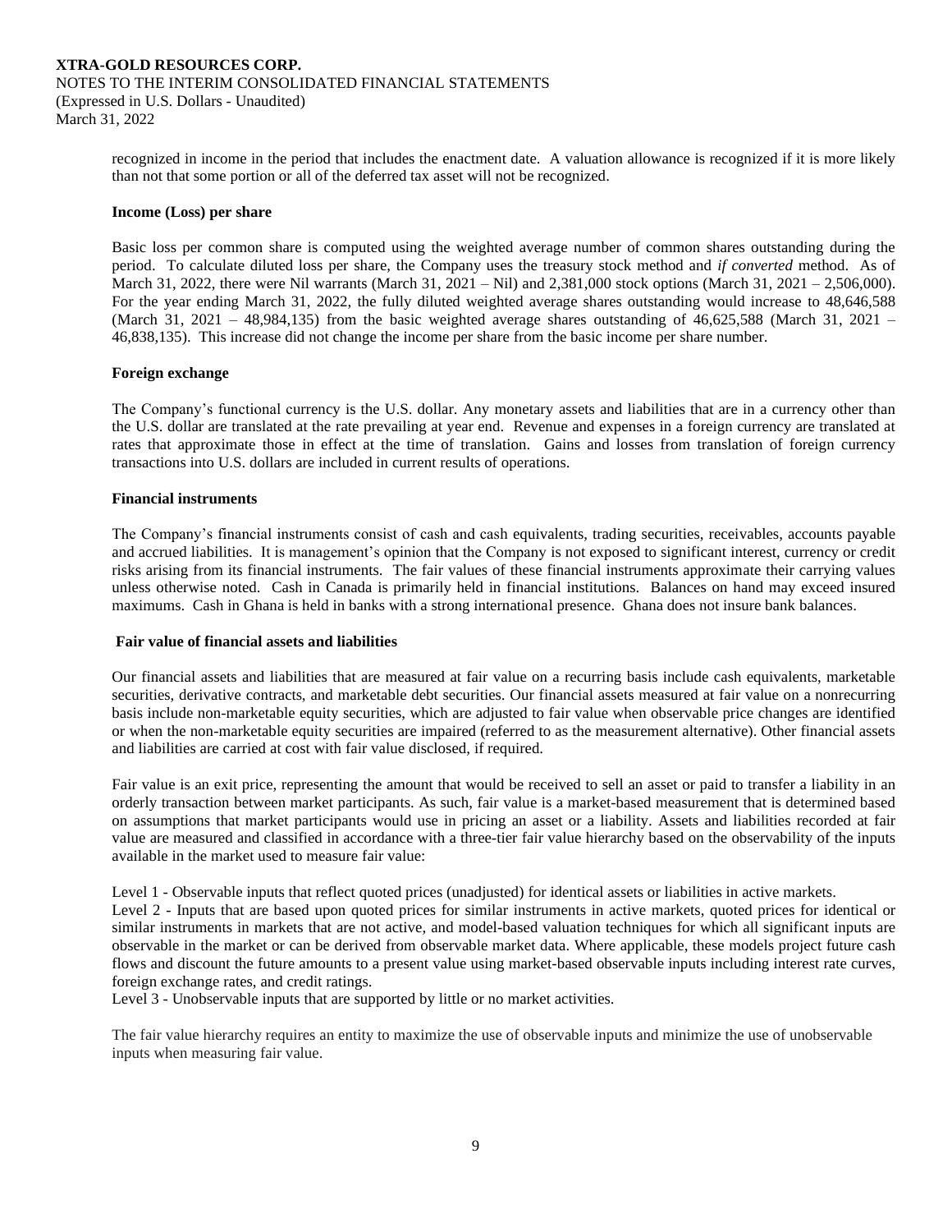recognized in income in the period that includes the enactment date. A valuation allowance is recognized if it is more likely than not that some portion or all of the deferred tax asset will not be recognized.

**Income (Loss) per share**

Basic loss per common share is computed using the weighted average number of common shares outstanding during the period. To calculate diluted loss per share, the Company uses the treasury stock method and *if converted* method. As of March 31, 2022, there were Nil warrants (March 31, 2021 – Nil) and 2,381,000 stock options (March 31, 2021 – 2,506,000). For the year ending March 31, 2022, the fully diluted weighted average shares outstanding would increase to 48,646,588 (March 31, 2021 – 48,984,135) from the basic weighted average shares outstanding of 46,625,588 (March 31, 2021 – 46,838,135). This increase did not change the income per share from the basic income per share number.

**Foreign exchange**

The Company's functional currency is the U.S. dollar. Any monetary assets and liabilities that are in a currency other than the U.S. dollar are translated at the rate prevailing at year end. Revenue and expenses in a foreign currency are translated at rates that approximate those in effect at the time of translation. Gains and losses from translation of foreign currency transactions into U.S. dollars are included in current results of operations.

**Financial instruments**

The Company's financial instruments consist of cash and cash equivalents, trading securities, receivables, accounts payable and accrued liabilities. It is management's opinion that the Company is not exposed to significant interest, currency or credit risks arising from its financial instruments. The fair values of these financial instruments approximate their carrying values unless otherwise noted. Cash in Canada is primarily held in financial institutions. Balances on hand may exceed insured maximums. Cash in Ghana is held in banks with a strong international presence. Ghana does not insure bank balances.

**Fair value of financial assets and liabilities**

Our financial assets and liabilities that are measured at fair value on a recurring basis include cash equivalents, marketable securities, derivative contracts, and marketable debt securities. Our financial assets measured at fair value on a nonrecurring basis include non-marketable equity securities, which are adjusted to fair value when observable price changes are identified or when the non-marketable equity securities are impaired (referred to as the measurement alternative). Other financial assets and liabilities are carried at cost with fair value disclosed, if required.

Fair value is an exit price, representing the amount that would be received to sell an asset or paid to transfer a liability in an orderly transaction between market participants. As such, fair value is a market-based measurement that is determined based on assumptions that market participants would use in pricing an asset or a liability. Assets and liabilities recorded at fair value are measured and classified in accordance with a three-tier fair value hierarchy based on the observability of the inputs available in the market used to measure fair value:

Level 1 - Observable inputs that reflect quoted prices (unadjusted) for identical assets or liabilities in active markets.
Level 2 - Inputs that are based upon quoted prices for similar instruments in active markets, quoted prices for identical or similar instruments in markets that are not active, and model-based valuation techniques for which all significant inputs are observable in the market or can be derived from observable market data. Where applicable, these models project future cash flows and discount the future amounts to a present value using market-based observable inputs including interest rate curves, foreign exchange rates, and credit ratings.
Level 3 - Unobservable inputs that are supported by little or no market activities.

The fair value hierarchy requires an entity to maximize the use of observable inputs and minimize the use of unobservable inputs when measuring fair value.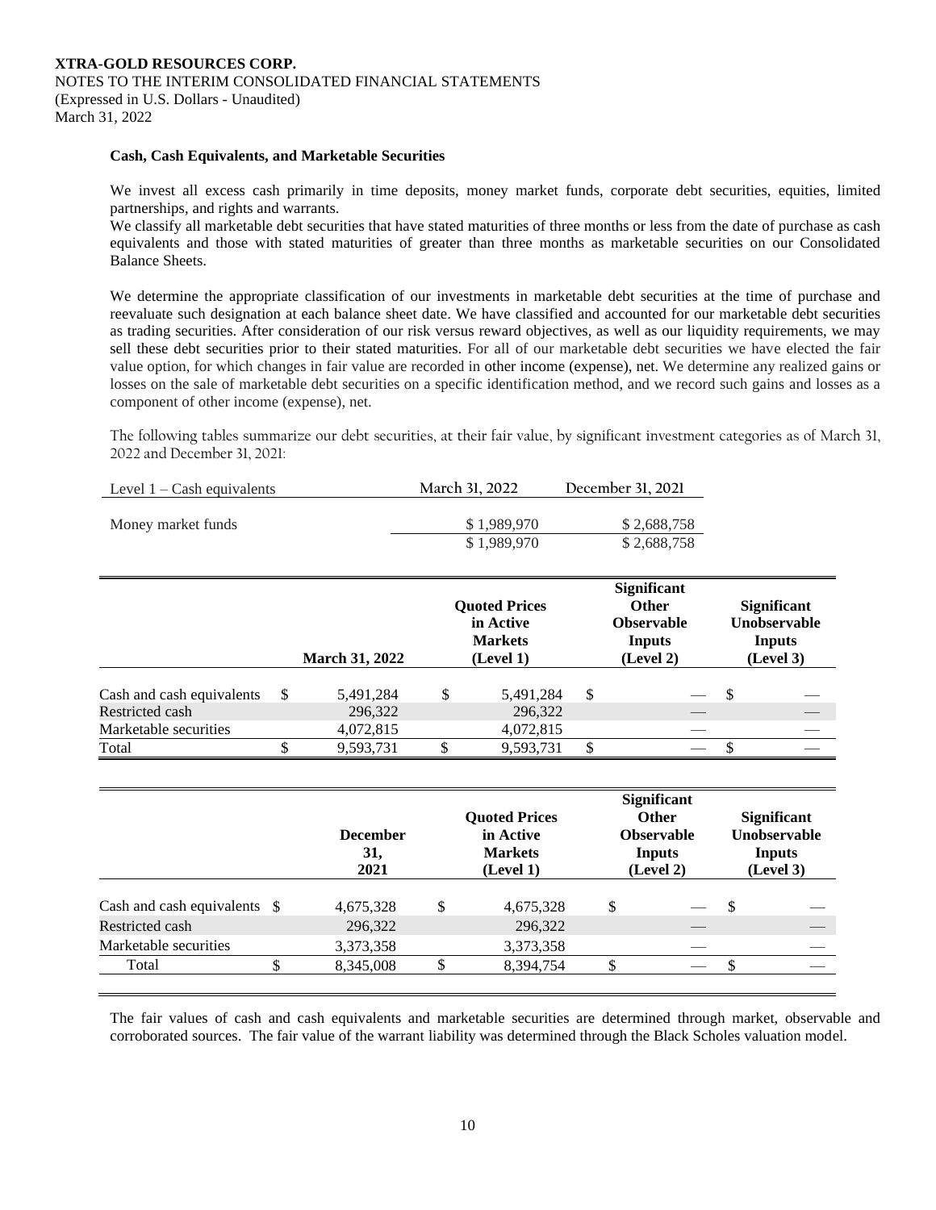**XTRA-GOLD RESOURCES CORP.**
NOTES TO THE INTERIM CONSOLIDATED FINANCIAL STATEMENTS
(Expressed in U.S. Dollars - Unaudited)
March 31, 2022

**Cash, Cash Equivalents, and Marketable Securities**

We invest all excess cash primarily in time deposits, money market funds, corporate debt securities, equities, limited partnerships, and rights and warrants.
We classify all marketable debt securities that have stated maturities of three months or less from the date of purchase as cash equivalents and those with stated maturities of greater than three months as marketable securities on our Consolidated Balance Sheets.

We determine the appropriate classification of our investments in marketable debt securities at the time of purchase and reevaluate such designation at each balance sheet date. We have classified and accounted for our marketable debt securities as trading securities. After consideration of our risk versus reward objectives, as well as our liquidity requirements, we may sell these debt securities prior to their stated maturities. For all of our marketable debt securities we have elected the fair value option, for which changes in fair value are recorded in other income (expense), net. We determine any realized gains or losses on the sale of marketable debt securities on a specific identification method, and we record such gains and losses as a component of other income (expense), net.

The following tables summarize our debt securities, at their fair value, by significant investment categories as of March 31, 2022 and December 31, 2021:

| Level 1 – Cash equivalents | March 31, 2022 | December 31, 2021 |
|---|---|---|
| Money market funds | $ 1,989,970 | $ 2,688,758 |
| | $ 1,989,970 | $ 2,688,758 |

| | March 31, 2022 | Quoted Prices in Active Markets (Level 1) | Significant Other Observable Inputs (Level 2) | Significant Unobservable Inputs (Level 3) |
|---|---|---|---|---|
| Cash and cash equivalents | $ 5,491,284 | $ 5,491,284 | $ — | $ — |
| Restricted cash | 296,322 | 296,322 | — | — |
| Marketable securities | 4,072,815 | 4,072,815 | — | — |
| Total | $ 9,593,731 | $ 9,593,731 | $ — | $ — |

| | December 31, 2021 | Quoted Prices in Active Markets (Level 1) | Significant Other Observable Inputs (Level 2) | Significant Unobservable Inputs (Level 3) |
|---|---|---|---|---|
| Cash and cash equivalents | $ 4,675,328 | $ 4,675,328 | $ — | $ — |
| Restricted cash | 296,322 | 296,322 | — | — |
| Marketable securities | 3,373,358 | 3,373,358 | — | — |
| Total | $ 8,345,008 | $ 8,394,754 | $ — | $ — |

The fair values of cash and cash equivalents and marketable securities are determined through market, observable and corroborated sources. The fair value of the warrant liability was determined through the Black Scholes valuation model.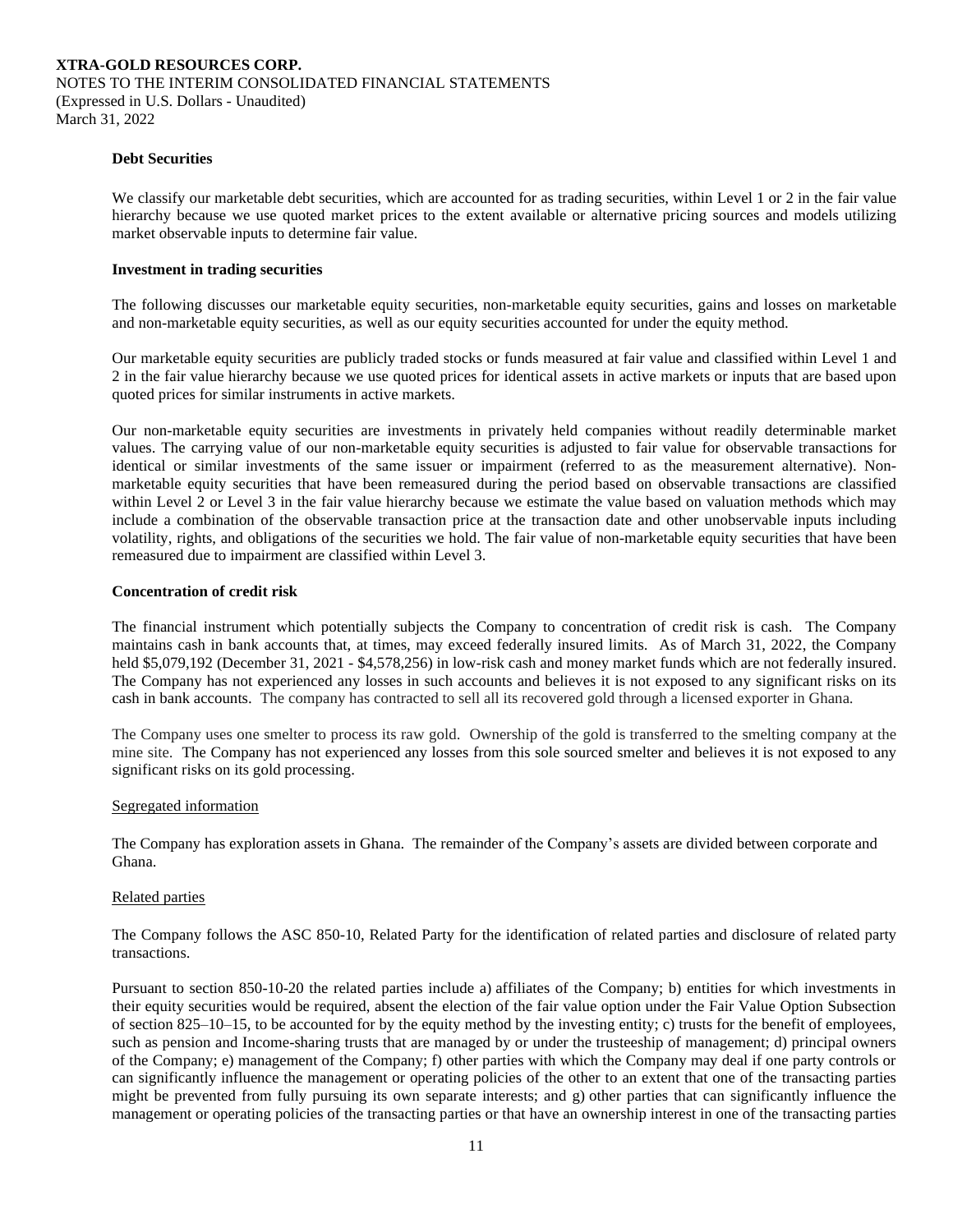**Debt Securities**

We classify our marketable debt securities, which are accounted for as trading securities, within Level 1 or 2 in the fair value hierarchy because we use quoted market prices to the extent available or alternative pricing sources and models utilizing market observable inputs to determine fair value.

**Investment in trading securities**

The following discusses our marketable equity securities, non-marketable equity securities, gains and losses on marketable and non-marketable equity securities, as well as our equity securities accounted for under the equity method.

Our marketable equity securities are publicly traded stocks or funds measured at fair value and classified within Level 1 and 2 in the fair value hierarchy because we use quoted prices for identical assets in active markets or inputs that are based upon quoted prices for similar instruments in active markets.

Our non-marketable equity securities are investments in privately held companies without readily determinable market values. The carrying value of our non-marketable equity securities is adjusted to fair value for observable transactions for identical or similar investments of the same issuer or impairment (referred to as the measurement alternative). Non-marketable equity securities that have been remeasured during the period based on observable transactions are classified within Level 2 or Level 3 in the fair value hierarchy because we estimate the value based on valuation methods which may include a combination of the observable transaction price at the transaction date and other unobservable inputs including volatility, rights, and obligations of the securities we hold. The fair value of non-marketable equity securities that have been remeasured due to impairment are classified within Level 3.

**Concentration of credit risk**

The financial instrument which potentially subjects the Company to concentration of credit risk is cash. The Company maintains cash in bank accounts that, at times, may exceed federally insured limits. As of March 31, 2022, the Company held $5,079,192 (December 31, 2021 - $4,578,256) in low-risk cash and money market funds which are not federally insured. The Company has not experienced any losses in such accounts and believes it is not exposed to any significant risks on its cash in bank accounts. The company has contracted to sell all its recovered gold through a licensed exporter in Ghana.

The Company uses one smelter to process its raw gold. Ownership of the gold is transferred to the smelting company at the mine site. The Company has not experienced any losses from this sole sourced smelter and believes it is not exposed to any significant risks on its gold processing.

Segregated information

The Company has exploration assets in Ghana. The remainder of the Company's assets are divided between corporate and Ghana.

Related parties

The Company follows the ASC 850-10, Related Party for the identification of related parties and disclosure of related party transactions.

Pursuant to section 850-10-20 the related parties include a) affiliates of the Company; b) entities for which investments in their equity securities would be required, absent the election of the fair value option under the Fair Value Option Subsection of section 825–10–15, to be accounted for by the equity method by the investing entity; c) trusts for the benefit of employees, such as pension and Income-sharing trusts that are managed by or under the trusteeship of management; d) principal owners of the Company; e) management of the Company; f) other parties with which the Company may deal if one party controls or can significantly influence the management or operating policies of the other to an extent that one of the transacting parties might be prevented from fully pursuing its own separate interests; and g) other parties that can significantly influence the management or operating policies of the transacting parties or that have an ownership interest in one of the transacting parties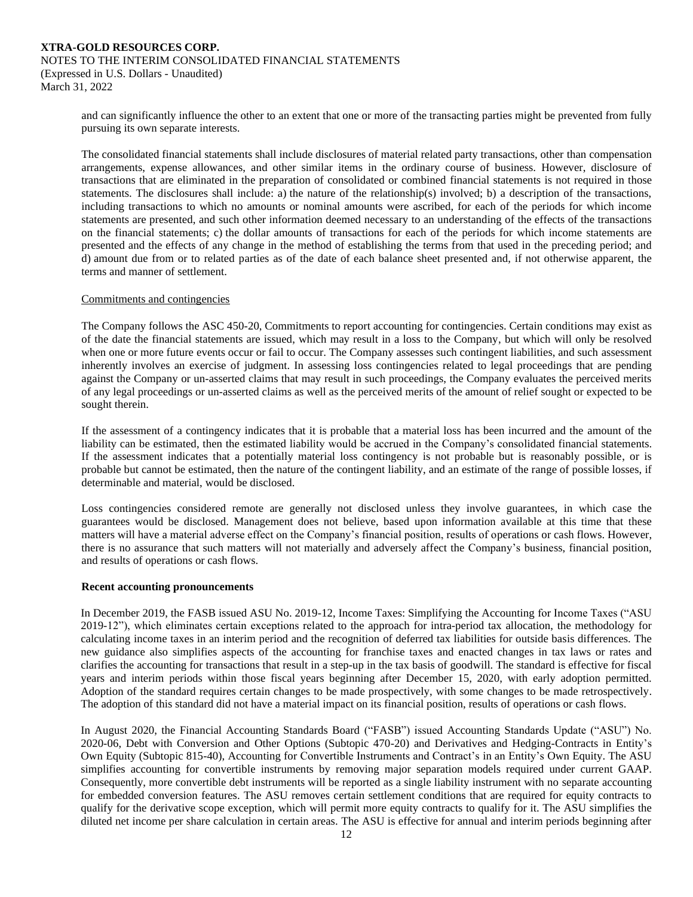and can significantly influence the other to an extent that one or more of the transacting parties might be prevented from fully pursuing its own separate interests.

The consolidated financial statements shall include disclosures of material related party transactions, other than compensation arrangements, expense allowances, and other similar items in the ordinary course of business. However, disclosure of transactions that are eliminated in the preparation of consolidated or combined financial statements is not required in those statements. The disclosures shall include: a) the nature of the relationship(s) involved; b) a description of the transactions, including transactions to which no amounts or nominal amounts were ascribed, for each of the periods for which income statements are presented, and such other information deemed necessary to an understanding of the effects of the transactions on the financial statements; c) the dollar amounts of transactions for each of the periods for which income statements are presented and the effects of any change in the method of establishing the terms from that used in the preceding period; and d) amount due from or to related parties as of the date of each balance sheet presented and, if not otherwise apparent, the terms and manner of settlement.

Commitments and contingencies

The Company follows the ASC 450-20, Commitments to report accounting for contingencies. Certain conditions may exist as of the date the financial statements are issued, which may result in a loss to the Company, but which will only be resolved when one or more future events occur or fail to occur. The Company assesses such contingent liabilities, and such assessment inherently involves an exercise of judgment. In assessing loss contingencies related to legal proceedings that are pending against the Company or un-asserted claims that may result in such proceedings, the Company evaluates the perceived merits of any legal proceedings or un-asserted claims as well as the perceived merits of the amount of relief sought or expected to be sought therein.

If the assessment of a contingency indicates that it is probable that a material loss has been incurred and the amount of the liability can be estimated, then the estimated liability would be accrued in the Company's consolidated financial statements. If the assessment indicates that a potentially material loss contingency is not probable but is reasonably possible, or is probable but cannot be estimated, then the nature of the contingent liability, and an estimate of the range of possible losses, if determinable and material, would be disclosed.

Loss contingencies considered remote are generally not disclosed unless they involve guarantees, in which case the guarantees would be disclosed. Management does not believe, based upon information available at this time that these matters will have a material adverse effect on the Company's financial position, results of operations or cash flows. However, there is no assurance that such matters will not materially and adversely affect the Company's business, financial position, and results of operations or cash flows.

**Recent accounting pronouncements**

In December 2019, the FASB issued ASU No. 2019-12, Income Taxes: Simplifying the Accounting for Income Taxes ("ASU 2019-12"), which eliminates certain exceptions related to the approach for intra-period tax allocation, the methodology for calculating income taxes in an interim period and the recognition of deferred tax liabilities for outside basis differences. The new guidance also simplifies aspects of the accounting for franchise taxes and enacted changes in tax laws or rates and clarifies the accounting for transactions that result in a step-up in the tax basis of goodwill. The standard is effective for fiscal years and interim periods within those fiscal years beginning after December 15, 2020, with early adoption permitted. Adoption of the standard requires certain changes to be made prospectively, with some changes to be made retrospectively. The adoption of this standard did not have a material impact on its financial position, results of operations or cash flows.

In August 2020, the Financial Accounting Standards Board ("FASB") issued Accounting Standards Update ("ASU") No. 2020-06, Debt with Conversion and Other Options (Subtopic 470-20) and Derivatives and Hedging-Contracts in Entity's Own Equity (Subtopic 815-40), Accounting for Convertible Instruments and Contract's in an Entity's Own Equity. The ASU simplifies accounting for convertible instruments by removing major separation models required under current GAAP. Consequently, more convertible debt instruments will be reported as a single liability instrument with no separate accounting for embedded conversion features. The ASU removes certain settlement conditions that are required for equity contracts to qualify for the derivative scope exception, which will permit more equity contracts to qualify for it. The ASU simplifies the diluted net income per share calculation in certain areas. The ASU is effective for annual and interim periods beginning after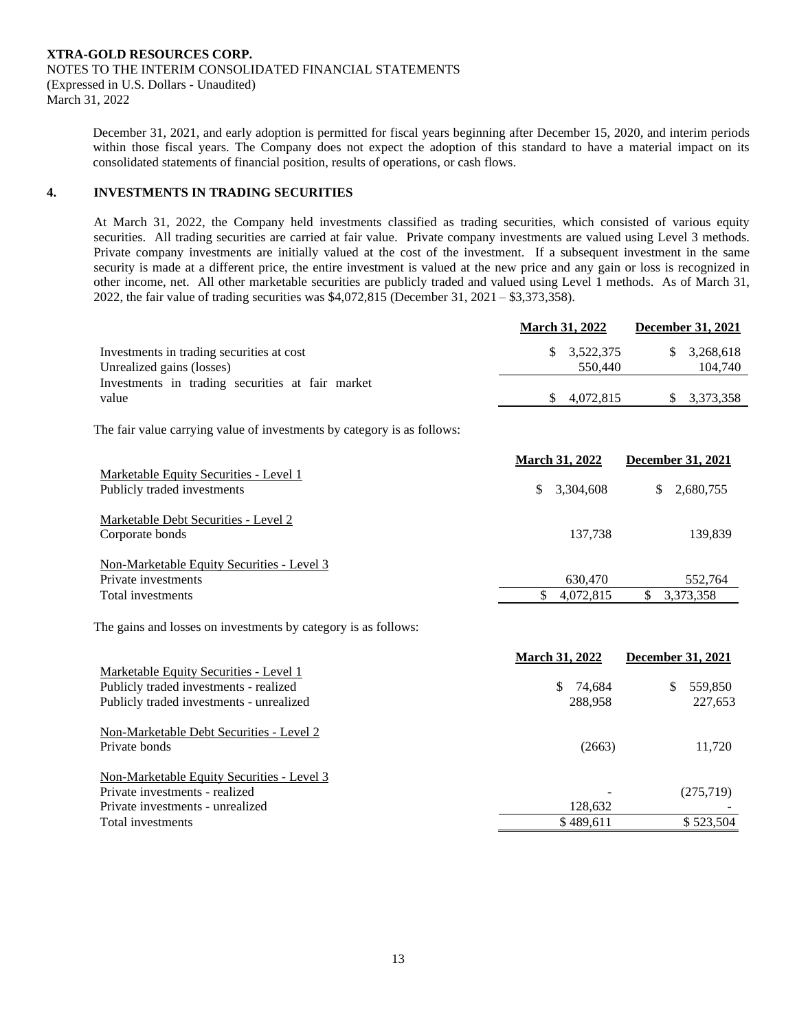December 31, 2021, and early adoption is permitted for fiscal years beginning after December 15, 2020, and interim periods within those fiscal years. The Company does not expect the adoption of this standard to have a material impact on its consolidated statements of financial position, results of operations, or cash flows.

## 4. INVESTMENTS IN TRADING SECURITIES

At March 31, 2022, the Company held investments classified as trading securities, which consisted of various equity securities. All trading securities are carried at fair value. Private company investments are valued using Level 3 methods. Private company investments are initially valued at the cost of the investment. If a subsequent investment in the same security is made at a different price, the entire investment is valued at the new price and any gain or loss is recognized in other income, net. All other marketable securities are publicly traded and valued using Level 1 methods. As of March 31, 2022, the fair value of trading securities was $4,072,815 (December 31, 2021 – $3,373,358).

| | March 31, 2022 | December 31, 2021 |
|---|---|---|
| Investments in trading securities at cost | $ 3,522,375 | $ 3,268,618 |
| Unrealized gains (losses) | 550,440 | 104,740 |
| Investments in trading securities at fair market value | $ 4,072,815 | $ 3,373,358 |

The fair value carrying value of investments by category is as follows:

| | March 31, 2022 | December 31, 2021 |
|---|---|---|
| Marketable Equity Securities - Level 1 | | |
| Publicly traded investments | $ 3,304,608 | $ 2,680,755 |
| Marketable Debt Securities - Level 2 | | |
| Corporate bonds | 137,738 | 139,839 |
| Non-Marketable Equity Securities - Level 3 | | |
| Private investments | 630,470 | 552,764 |
| Total investments | $ 4,072,815 | $ 3,373,358 |

The gains and losses on investments by category is as follows:

| | March 31, 2022 | December 31, 2021 |
|---|---|---|
| Marketable Equity Securities - Level 1 | | |
| Publicly traded investments - realized | $ 74,684 | $ 559,850 |
| Publicly traded investments - unrealized | 288,958 | 227,653 |
| Non-Marketable Debt Securities - Level 2 | | |
| Private bonds | (2663) | 11,720 |
| Non-Marketable Equity Securities - Level 3 | | |
| Private investments - realized | - | (275,719) |
| Private investments - unrealized | 128,632 | - |
| Total investments | $ 489,611 | $ 523,504 |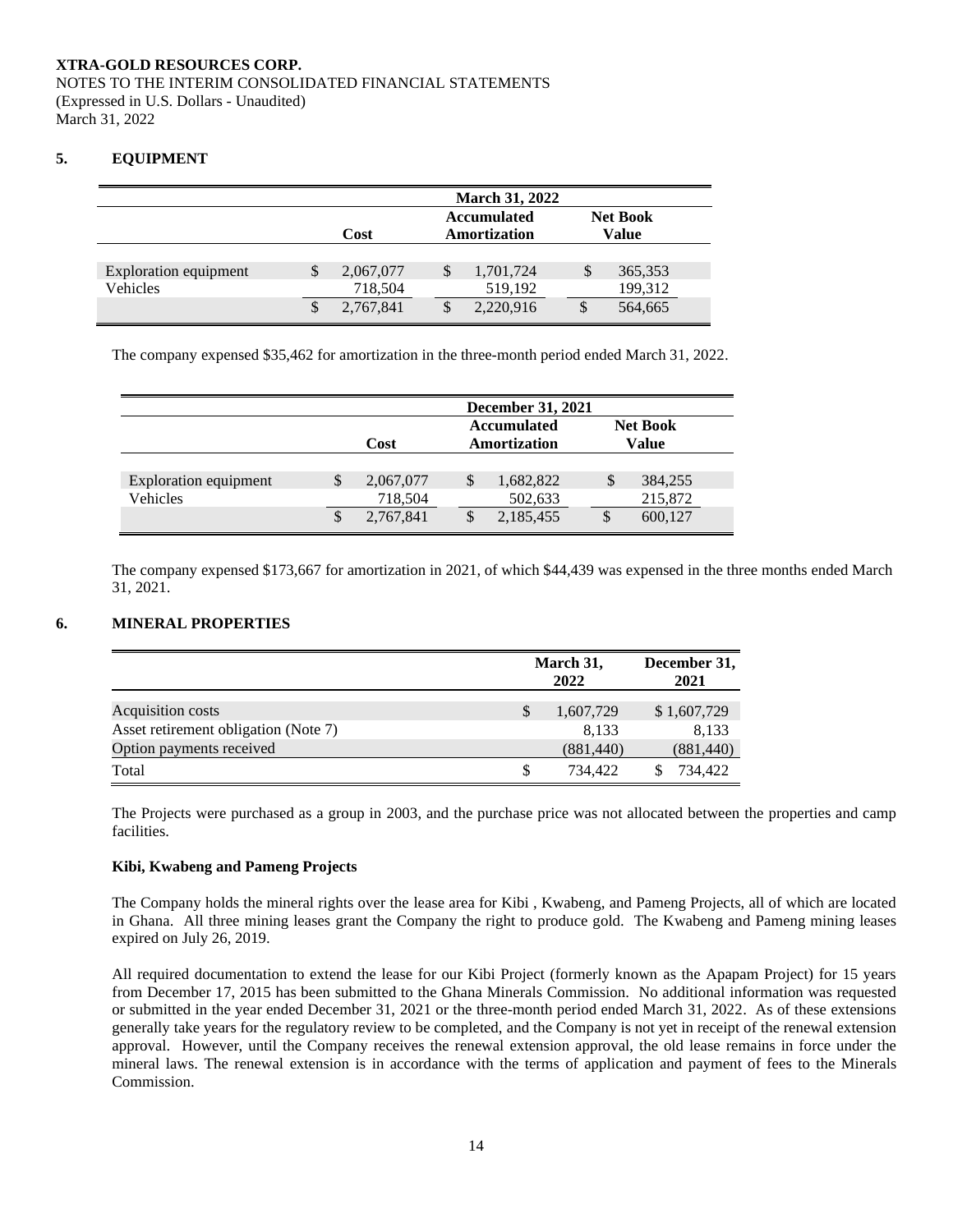**XTRA-GOLD RESOURCES CORP.**
NOTES TO THE INTERIM CONSOLIDATED FINANCIAL STATEMENTS
(Expressed in U.S. Dollars - Unaudited)
March 31, 2022

## 5. EQUIPMENT

| | March 31, 2022 | | |
|---|---|---|---|
| | Cost | Accumulated Amortization | Net Book Value |
| Exploration equipment | $ 2,067,077 | $ 1,701,724 | $ 365,353 |
| Vehicles | 718,504 | 519,192 | 199,312 |
| | $ 2,767,841 | $ 2,220,916 | $ 564,665 |

The company expensed $35,462 for amortization in the three-month period ended March 31, 2022.

| | December 31, 2021 | | |
|---|---|---|---|
| | Cost | Accumulated Amortization | Net Book Value |
| Exploration equipment | $ 2,067,077 | $ 1,682,822 | $ 384,255 |
| Vehicles | 718,504 | 502,633 | 215,872 |
| | $ 2,767,841 | $ 2,185,455 | $ 600,127 |

The company expensed $173,667 for amortization in 2021, of which $44,439 was expensed in the three months ended March 31, 2021.

## 6. MINERAL PROPERTIES

| | March 31, 2022 | December 31, 2021 |
|---|---|---|
| Acquisition costs | $ 1,607,729 | $ 1,607,729 |
| Asset retirement obligation (Note 7) | 8,133 | 8,133 |
| Option payments received | (881,440) | (881,440) |
| Total | $ 734,422 | $ 734,422 |

The Projects were purchased as a group in 2003, and the purchase price was not allocated between the properties and camp facilities.

**Kibi, Kwabeng and Pameng Projects**

The Company holds the mineral rights over the lease area for Kibi , Kwabeng, and Pameng Projects, all of which are located in Ghana. All three mining leases grant the Company the right to produce gold. The Kwabeng and Pameng mining leases expired on July 26, 2019.

All required documentation to extend the lease for our Kibi Project (formerly known as the Apapam Project) for 15 years from December 17, 2015 has been submitted to the Ghana Minerals Commission. No additional information was requested or submitted in the year ended December 31, 2021 or the three-month period ended March 31, 2022. As of these extensions generally take years for the regulatory review to be completed, and the Company is not yet in receipt of the renewal extension approval. However, until the Company receives the renewal extension approval, the old lease remains in force under the mineral laws. The renewal extension is in accordance with the terms of application and payment of fees to the Minerals Commission.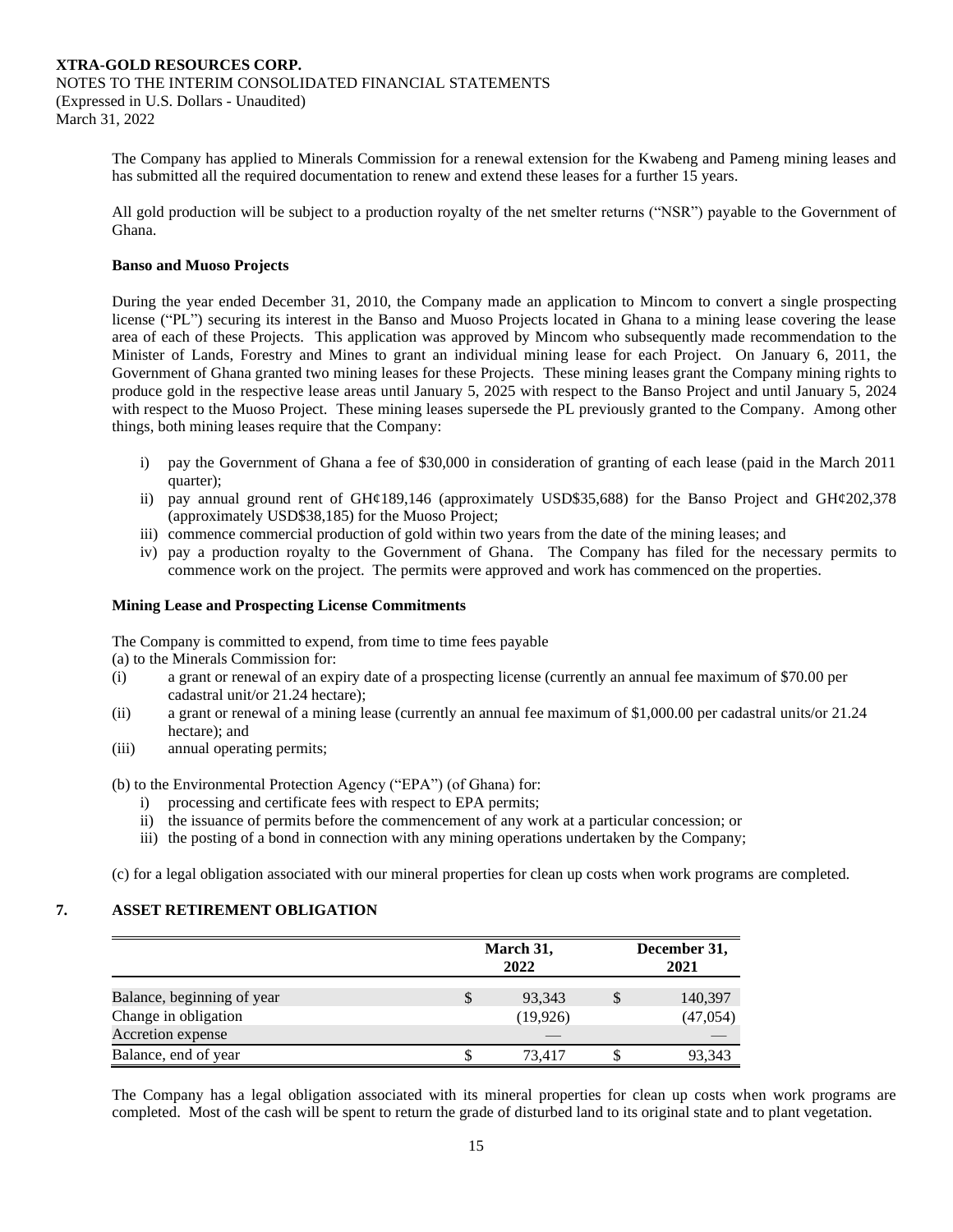The Company has applied to Minerals Commission for a renewal extension for the Kwabeng and Pameng mining leases and has submitted all the required documentation to renew and extend these leases for a further 15 years.

All gold production will be subject to a production royalty of the net smelter returns ("NSR") payable to the Government of Ghana.

**Banso and Muoso Projects**

During the year ended December 31, 2010, the Company made an application to Mincom to convert a single prospecting license ("PL") securing its interest in the Banso and Muoso Projects located in Ghana to a mining lease covering the lease area of each of these Projects. This application was approved by Mincom who subsequently made recommendation to the Minister of Lands, Forestry and Mines to grant an individual mining lease for each Project. On January 6, 2011, the Government of Ghana granted two mining leases for these Projects. These mining leases grant the Company mining rights to produce gold in the respective lease areas until January 5, 2025 with respect to the Banso Project and until January 5, 2024 with respect to the Muoso Project. These mining leases supersede the PL previously granted to the Company. Among other things, both mining leases require that the Company:

i) pay the Government of Ghana a fee of $30,000 in consideration of granting of each lease (paid in the March 2011 quarter);
ii) pay annual ground rent of GH¢189,146 (approximately USD$35,688) for the Banso Project and GH¢202,378 (approximately USD$38,185) for the Muoso Project;
iii) commence commercial production of gold within two years from the date of the mining leases; and
iv) pay a production royalty to the Government of Ghana. The Company has filed for the necessary permits to commence work on the project. The permits were approved and work has commenced on the properties.

**Mining Lease and Prospecting License Commitments**

The Company is committed to expend, from time to time fees payable

(a) to the Minerals Commission for:

(i) a grant or renewal of an expiry date of a prospecting license (currently an annual fee maximum of $70.00 per cadastral unit/or 21.24 hectare);
(ii) a grant or renewal of a mining lease (currently an annual fee maximum of $1,000.00 per cadastral units/or 21.24 hectare); and
(iii) annual operating permits;

(b) to the Environmental Protection Agency ("EPA") (of Ghana) for:

i) processing and certificate fees with respect to EPA permits;
ii) the issuance of permits before the commencement of any work at a particular concession; or
iii) the posting of a bond in connection with any mining operations undertaken by the Company;

(c) for a legal obligation associated with our mineral properties for clean up costs when work programs are completed.

## 7. ASSET RETIREMENT OBLIGATION

| | March 31, 2022 | December 31, 2021 |
|---|---|---|
| Balance, beginning of year | $ 93,343 | $ 140,397 |
| Change in obligation | (19,926) | (47,054) |
| Accretion expense | — | — |
| Balance, end of year | $ 73,417 | $ 93,343 |

The Company has a legal obligation associated with its mineral properties for clean up costs when work programs are completed. Most of the cash will be spent to return the grade of disturbed land to its original state and to plant vegetation.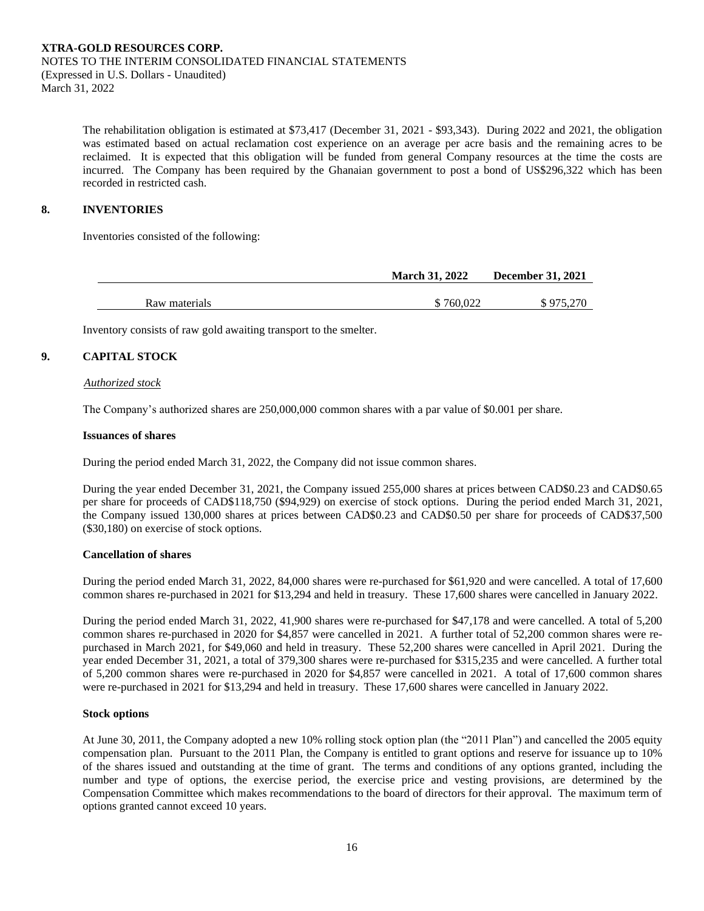The rehabilitation obligation is estimated at $73,417 (December 31, 2021 - $93,343). During 2022 and 2021, the obligation was estimated based on actual reclamation cost experience on an average per acre basis and the remaining acres to be reclaimed. It is expected that this obligation will be funded from general Company resources at the time the costs are incurred. The Company has been required by the Ghanaian government to post a bond of US$296,322 which has been recorded in restricted cash.

## 8. INVENTORIES

Inventories consisted of the following:

| | March 31, 2022 | December 31, 2021 |
|---|---|---|
| Raw materials | $ 760,022 | $ 975,270 |

Inventory consists of raw gold awaiting transport to the smelter.

## 9. CAPITAL STOCK

*Authorized stock*

The Company's authorized shares are 250,000,000 common shares with a par value of $0.001 per share.

**Issuances of shares**

During the period ended March 31, 2022, the Company did not issue common shares.

During the year ended December 31, 2021, the Company issued 255,000 shares at prices between CAD$0.23 and CAD$0.65 per share for proceeds of CAD$118,750 ($94,929) on exercise of stock options. During the period ended March 31, 2021, the Company issued 130,000 shares at prices between CAD$0.23 and CAD$0.50 per share for proceeds of CAD$37,500 ($30,180) on exercise of stock options.

**Cancellation of shares**

During the period ended March 31, 2022, 84,000 shares were re-purchased for $61,920 and were cancelled. A total of 17,600 common shares re-purchased in 2021 for $13,294 and held in treasury. These 17,600 shares were cancelled in January 2022.

During the period ended March 31, 2022, 41,900 shares were re-purchased for $47,178 and were cancelled. A total of 5,200 common shares re-purchased in 2020 for $4,857 were cancelled in 2021. A further total of 52,200 common shares were re-purchased in March 2021, for $49,060 and held in treasury. These 52,200 shares were cancelled in April 2021. During the year ended December 31, 2021, a total of 379,300 shares were re-purchased for $315,235 and were cancelled. A further total of 5,200 common shares were re-purchased in 2020 for $4,857 were cancelled in 2021. A total of 17,600 common shares were re-purchased in 2021 for $13,294 and held in treasury. These 17,600 shares were cancelled in January 2022.

**Stock options**

At June 30, 2011, the Company adopted a new 10% rolling stock option plan (the "2011 Plan") and cancelled the 2005 equity compensation plan. Pursuant to the 2011 Plan, the Company is entitled to grant options and reserve for issuance up to 10% of the shares issued and outstanding at the time of grant. The terms and conditions of any options granted, including the number and type of options, the exercise period, the exercise price and vesting provisions, are determined by the Compensation Committee which makes recommendations to the board of directors for their approval. The maximum term of options granted cannot exceed 10 years.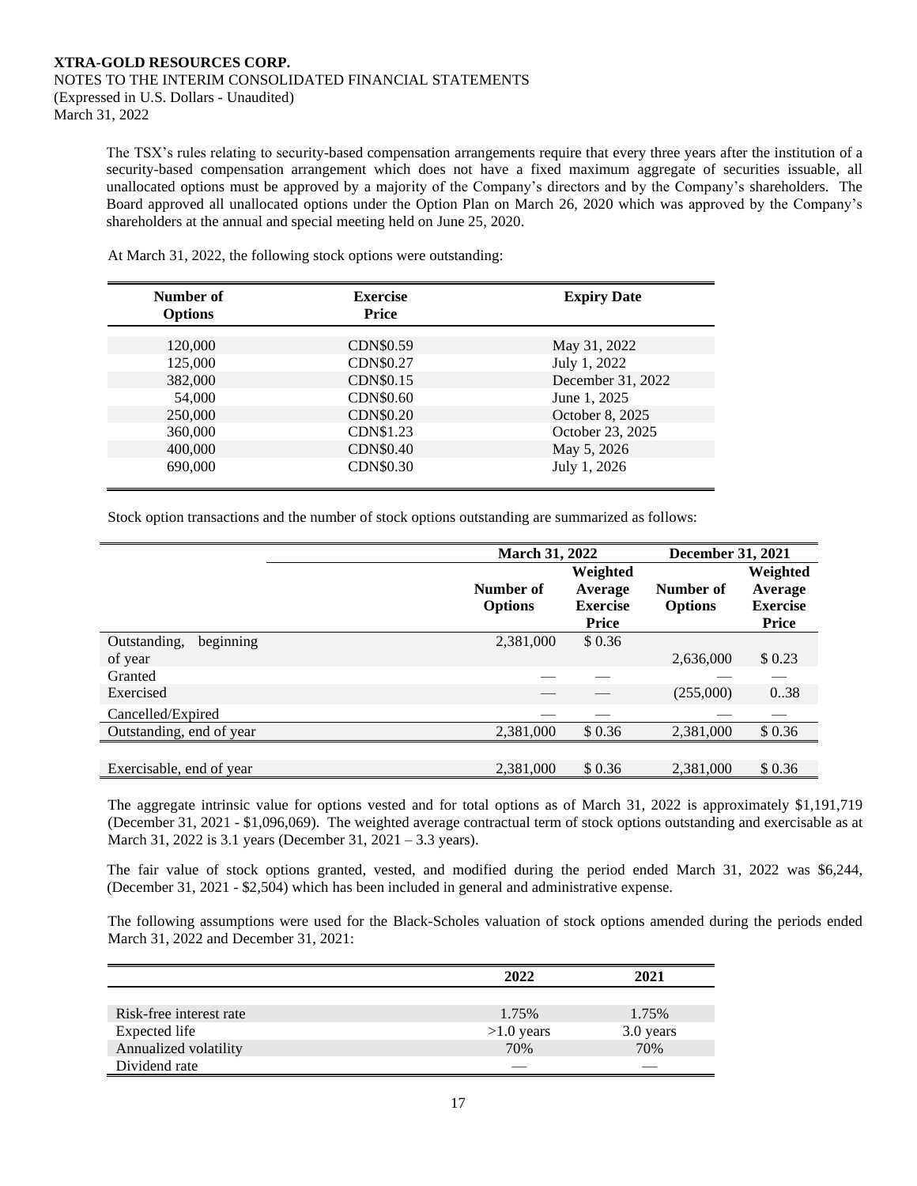The TSX's rules relating to security-based compensation arrangements require that every three years after the institution of a security-based compensation arrangement which does not have a fixed maximum aggregate of securities issuable, all unallocated options must be approved by a majority of the Company's directors and by the Company's shareholders. The Board approved all unallocated options under the Option Plan on March 26, 2020 which was approved by the Company's shareholders at the annual and special meeting held on June 25, 2020.

At March 31, 2022, the following stock options were outstanding:

| Number of Options | Exercise Price | Expiry Date |
|---|---|---|
| 120,000 | CDN$0.59 | May 31, 2022 |
| 125,000 | CDN$0.27 | July 1, 2022 |
| 382,000 | CDN$0.15 | December 31, 2022 |
| 54,000 | CDN$0.60 | June 1, 2025 |
| 250,000 | CDN$0.20 | October 8, 2025 |
| 360,000 | CDN$1.23 | October 23, 2025 |
| 400,000 | CDN$0.40 | May 5, 2026 |
| 690,000 | CDN$0.30 | July 1, 2026 |

Stock option transactions and the number of stock options outstanding are summarized as follows:

| | March 31, 2022 | | December 31, 2021 | |
|---|---|---|---|---|
| | Number of Options | Weighted Average Exercise Price | Number of Options | Weighted Average Exercise Price |
| Outstanding, beginning of year | 2,381,000 | $ 0.36 | 2,636,000 | $ 0.23 |
| Granted | — | — | — | — |
| Exercised | — | — | (255,000) | 0..38 |
| Cancelled/Expired | — | — | — | — |
| Outstanding, end of year | 2,381,000 | $ 0.36 | 2,381,000 | $ 0.36 |
| Exercisable, end of year | 2,381,000 | $ 0.36 | 2,381,000 | $ 0.36 |

The aggregate intrinsic value for options vested and for total options as of March 31, 2022 is approximately $1,191,719 (December 31, 2021 - $1,096,069). The weighted average contractual term of stock options outstanding and exercisable as at March 31, 2022 is 3.1 years (December 31, 2021 – 3.3 years).

The fair value of stock options granted, vested, and modified during the period ended March 31, 2022 was $6,244, (December 31, 2021 - $2,504) which has been included in general and administrative expense.

The following assumptions were used for the Black-Scholes valuation of stock options amended during the periods ended March 31, 2022 and December 31, 2021:

| | 2022 | 2021 |
|---|---|---|
| Risk-free interest rate | 1.75% | 1.75% |
| Expected life | >1.0 years | 3.0 years |
| Annualized volatility | 70% | 70% |
| Dividend rate | — | — |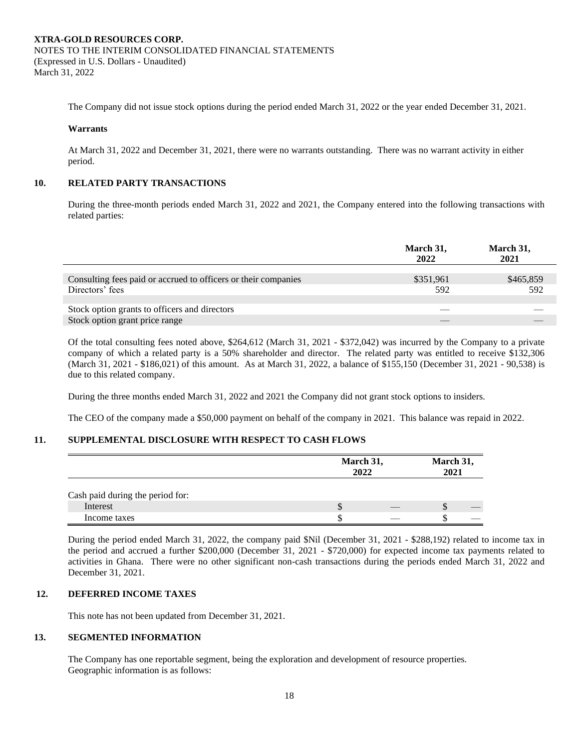The Company did not issue stock options during the period ended March 31, 2022 or the year ended December 31, 2021.

**Warrants**

At March 31, 2022 and December 31, 2021, there were no warrants outstanding. There was no warrant activity in either period.

## 10. RELATED PARTY TRANSACTIONS

During the three-month periods ended March 31, 2022 and 2021, the Company entered into the following transactions with related parties:

| | March 31, 2022 | March 31, 2021 |
|---|---|---|
| Consulting fees paid or accrued to officers or their companies | $351,961 | $465,859 |
| Directors' fees | 592 | 592 |
| | | |
| Stock option grants to officers and directors | — | — |
| Stock option grant price range | — | — |

Of the total consulting fees noted above, $264,612 (March 31, 2021 - $372,042) was incurred by the Company to a private company of which a related party is a 50% shareholder and director. The related party was entitled to receive $132,306 (March 31, 2021 - $186,021) of this amount. As at March 31, 2022, a balance of $155,150 (December 31, 2021 - 90,538) is due to this related company.

During the three months ended March 31, 2022 and 2021 the Company did not grant stock options to insiders.

The CEO of the company made a $50,000 payment on behalf of the company in 2021. This balance was repaid in 2022.

## 11. SUPPLEMENTAL DISCLOSURE WITH RESPECT TO CASH FLOWS

| | March 31, 2022 | March 31, 2021 |
|---|---|---|
| Cash paid during the period for: | | |
| Interest | $ — | $ — |
| Income taxes | $ — | $ — |

During the period ended March 31, 2022, the company paid $Nil (December 31, 2021 - $288,192) related to income tax in the period and accrued a further $200,000 (December 31, 2021 - $720,000) for expected income tax payments related to activities in Ghana. There were no other significant non-cash transactions during the periods ended March 31, 2022 and December 31, 2021.

## 12. DEFERRED INCOME TAXES

This note has not been updated from December 31, 2021.

## 13. SEGMENTED INFORMATION

The Company has one reportable segment, being the exploration and development of resource properties.
Geographic information is as follows: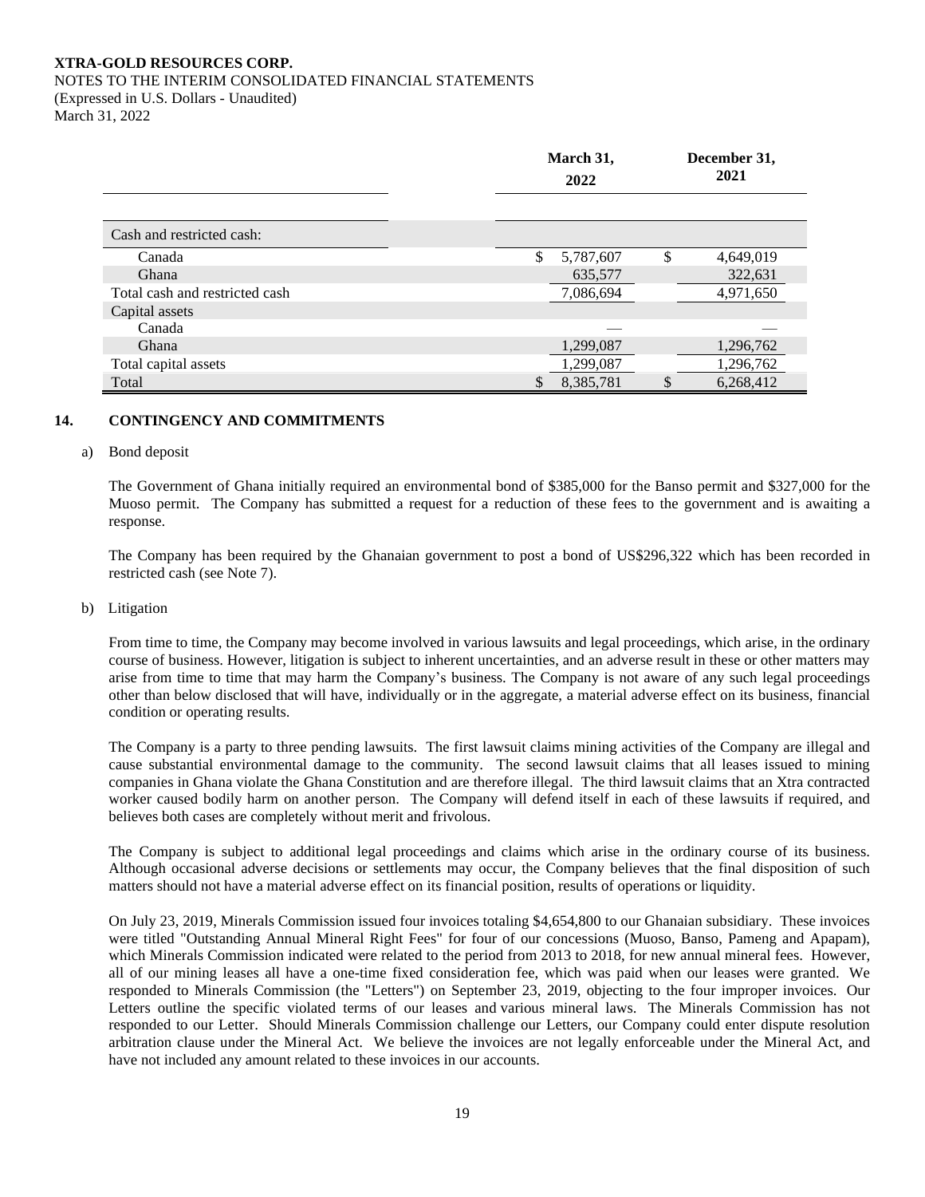| | March 31, 2022 | December 31, 2021 |
|---|---|---|
| Cash and restricted cash: | | |
| Canada | $ 5,787,607 | $ 4,649,019 |
| Ghana | 635,577 | 322,631 |
| Total cash and restricted cash | 7,086,694 | 4,971,650 |
| Capital assets | | |
| Canada | — | — |
| Ghana | 1,299,087 | 1,296,762 |
| Total capital assets | 1,299,087 | 1,296,762 |
| Total | $ 8,385,781 | $ 6,268,412 |

## 14. CONTINGENCY AND COMMITMENTS

a) Bond deposit

The Government of Ghana initially required an environmental bond of $385,000 for the Banso permit and $327,000 for the Muoso permit. The Company has submitted a request for a reduction of these fees to the government and is awaiting a response.

The Company has been required by the Ghanaian government to post a bond of US$296,322 which has been recorded in restricted cash (see Note 7).

b) Litigation

From time to time, the Company may become involved in various lawsuits and legal proceedings, which arise, in the ordinary course of business. However, litigation is subject to inherent uncertainties, and an adverse result in these or other matters may arise from time to time that may harm the Company's business. The Company is not aware of any such legal proceedings other than below disclosed that will have, individually or in the aggregate, a material adverse effect on its business, financial condition or operating results.

The Company is a party to three pending lawsuits. The first lawsuit claims mining activities of the Company are illegal and cause substantial environmental damage to the community. The second lawsuit claims that all leases issued to mining companies in Ghana violate the Ghana Constitution and are therefore illegal. The third lawsuit claims that an Xtra contracted worker caused bodily harm on another person. The Company will defend itself in each of these lawsuits if required, and believes both cases are completely without merit and frivolous.

The Company is subject to additional legal proceedings and claims which arise in the ordinary course of its business. Although occasional adverse decisions or settlements may occur, the Company believes that the final disposition of such matters should not have a material adverse effect on its financial position, results of operations or liquidity.

On July 23, 2019, Minerals Commission issued four invoices totaling $4,654,800 to our Ghanaian subsidiary. These invoices were titled "Outstanding Annual Mineral Right Fees" for four of our concessions (Muoso, Banso, Pameng and Apapam), which Minerals Commission indicated were related to the period from 2013 to 2018, for new annual mineral fees. However, all of our mining leases all have a one-time fixed consideration fee, which was paid when our leases were granted. We responded to Minerals Commission (the "Letters") on September 23, 2019, objecting to the four improper invoices. Our Letters outline the specific violated terms of our leases and various mineral laws. The Minerals Commission has not responded to our Letter. Should Minerals Commission challenge our Letters, our Company could enter dispute resolution arbitration clause under the Mineral Act. We believe the invoices are not legally enforceable under the Mineral Act, and have not included any amount related to these invoices in our accounts.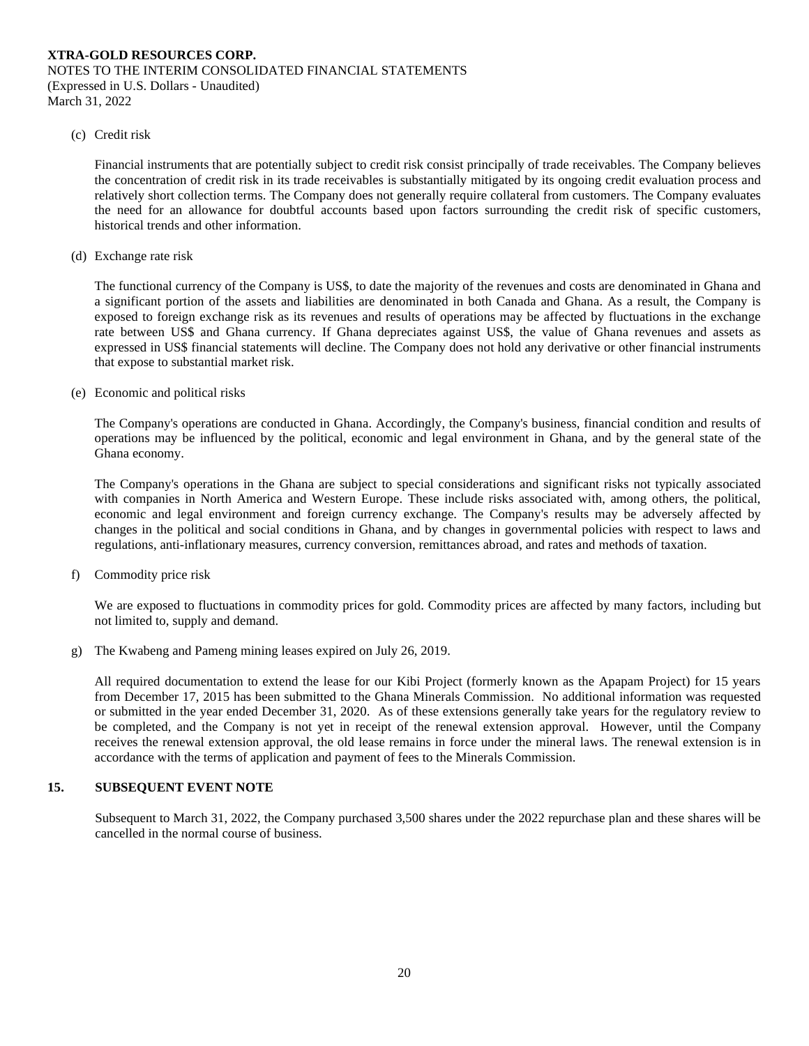(c) Credit risk

Financial instruments that are potentially subject to credit risk consist principally of trade receivables. The Company believes the concentration of credit risk in its trade receivables is substantially mitigated by its ongoing credit evaluation process and relatively short collection terms. The Company does not generally require collateral from customers. The Company evaluates the need for an allowance for doubtful accounts based upon factors surrounding the credit risk of specific customers, historical trends and other information.

(d) Exchange rate risk

The functional currency of the Company is US$, to date the majority of the revenues and costs are denominated in Ghana and a significant portion of the assets and liabilities are denominated in both Canada and Ghana. As a result, the Company is exposed to foreign exchange risk as its revenues and results of operations may be affected by fluctuations in the exchange rate between US$ and Ghana currency. If Ghana depreciates against US$, the value of Ghana revenues and assets as expressed in US$ financial statements will decline. The Company does not hold any derivative or other financial instruments that expose to substantial market risk.

(e) Economic and political risks

The Company's operations are conducted in Ghana. Accordingly, the Company's business, financial condition and results of operations may be influenced by the political, economic and legal environment in Ghana, and by the general state of the Ghana economy.

The Company's operations in the Ghana are subject to special considerations and significant risks not typically associated with companies in North America and Western Europe. These include risks associated with, among others, the political, economic and legal environment and foreign currency exchange. The Company's results may be adversely affected by changes in the political and social conditions in Ghana, and by changes in governmental policies with respect to laws and regulations, anti-inflationary measures, currency conversion, remittances abroad, and rates and methods of taxation.

f) Commodity price risk

We are exposed to fluctuations in commodity prices for gold. Commodity prices are affected by many factors, including but not limited to, supply and demand.

g) The Kwabeng and Pameng mining leases expired on July 26, 2019.

All required documentation to extend the lease for our Kibi Project (formerly known as the Apapam Project) for 15 years from December 17, 2015 has been submitted to the Ghana Minerals Commission. No additional information was requested or submitted in the year ended December 31, 2020. As of these extensions generally take years for the regulatory review to be completed, and the Company is not yet in receipt of the renewal extension approval. However, until the Company receives the renewal extension approval, the old lease remains in force under the mineral laws. The renewal extension is in accordance with the terms of application and payment of fees to the Minerals Commission.

## 15. SUBSEQUENT EVENT NOTE

Subsequent to March 31, 2022, the Company purchased 3,500 shares under the 2022 repurchase plan and these shares will be cancelled in the normal course of business.